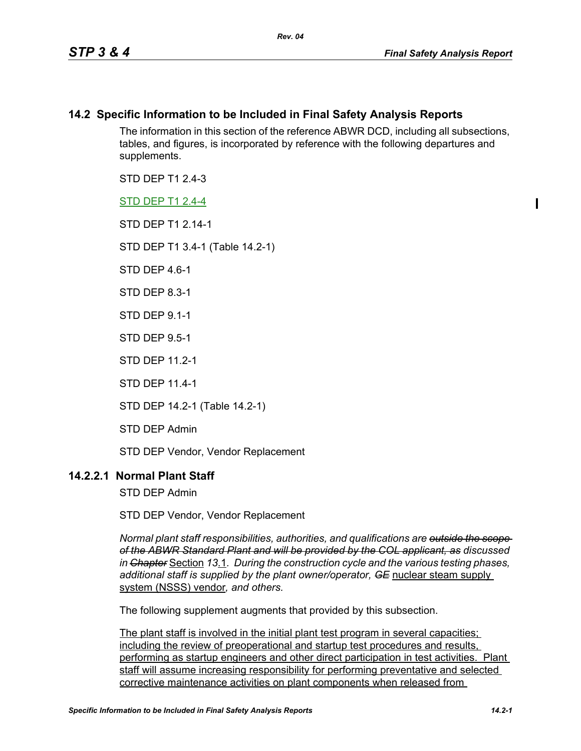## 14.2 Specific Information to be Included in Final Safety Analysis Reports

The information in this section of the reference ABWR DCD, including all subsections, tables, and figures, is incorporated by reference with the following departures and supplements.

STD DEP T1 2.4-3

STD DEP T1 2.4-4

STD DEP T1 2.14-1

STD DEP T1 3.4-1 (Table 14.2-1)

STD DEP 4.6-1

STD DEP 8.3-1

STD DEP 9.1-1

STD DEP 9.5-1

STD DEP 11.2-1

STD DEP 11.4-1

STD DEP 14.2-1 (Table 14.2-1)

STD DEP Admin

STD DEP Vendor, Vendor Replacement

### 14.2.2.1 Normal Plant Staff

STD DEP Admin

STD DEP Vendor, Vendor Replacement

*Normal plant staff responsibilities, authorities, and qualifications are ~~outside the scope of the ABWR Standard Plant and will be provided by the COL applicant, as~~ discussed in ~~Chapter~~* Section *13*.1*. During the construction cycle and the various testing phases, additional staff is supplied by the plant owner/operator, ~~GE~~* nuclear steam supply system (NSSS) vendor*, and others.*

The following supplement augments that provided by this subsection.

The plant staff is involved in the initial plant test program in several capacities; including the review of preoperational and startup test procedures and results, performing as startup engineers and other direct participation in test activities. Plant staff will assume increasing responsibility for performing preventative and selected corrective maintenance activities on plant components when released from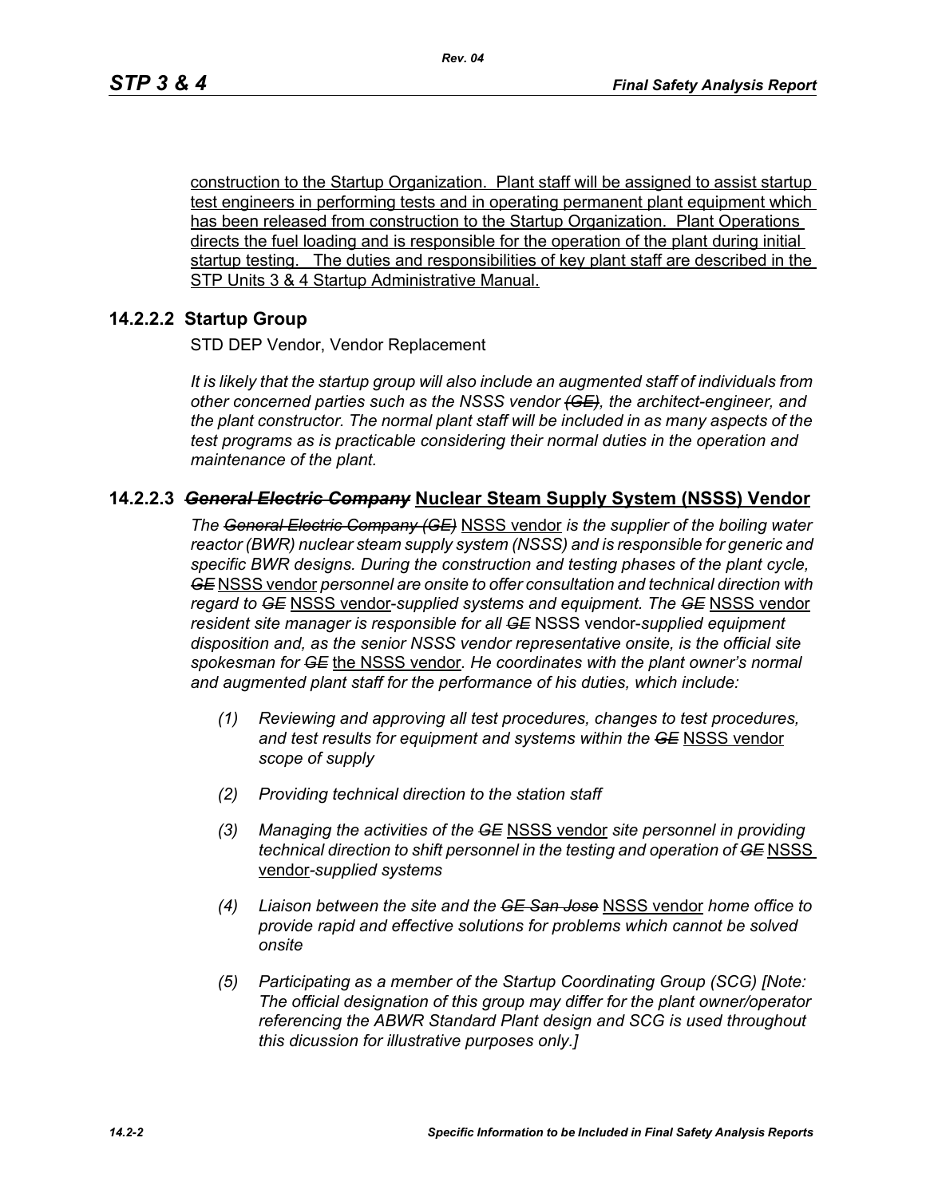construction to the Startup Organization. Plant staff will be assigned to assist startup test engineers in performing tests and in operating permanent plant equipment which has been released from construction to the Startup Organization. Plant Operations directs the fuel loading and is responsible for the operation of the plant during initial startup testing. The duties and responsibilities of key plant staff are described in the STP Units 3 & 4 Startup Administrative Manual.

### 14.2.2.2 Startup Group

STD DEP Vendor, Vendor Replacement

*It is likely that the startup group will also include an augmented staff of individuals from other concerned parties such as the NSSS vendor ~~(GE)~~, the architect-engineer, and the plant constructor. The normal plant staff will be included in as many aspects of the test programs as is practicable considering their normal duties in the operation and maintenance of the plant.*

### 14.2.2.3 ~~*General Electric Company*~~ Nuclear Steam Supply System (NSSS) Vendor

*The ~~General Electric Company (GE)~~* NSSS vendor *is the supplier of the boiling water reactor (BWR) nuclear steam supply system (NSSS) and is responsible for generic and specific BWR designs. During the construction and testing phases of the plant cycle, ~~GE~~* NSSS vendor *personnel are onsite to offer consultation and technical direction with regard to ~~GE~~* NSSS vendor*-supplied systems and equipment. The ~~GE~~* NSSS vendor *resident site manager is responsible for all ~~GE~~* NSSS vendor*-supplied equipment disposition and, as the senior NSSS vendor representative onsite, is the official site spokesman for ~~GE~~* the NSSS vendor*. He coordinates with the plant owner's normal and augmented plant staff for the performance of his duties, which include:*

*(1) Reviewing and approving all test procedures, changes to test procedures, and test results for equipment and systems within the ~~GE~~* NSSS vendor *scope of supply*

*(2) Providing technical direction to the station staff*

*(3) Managing the activities of the ~~GE~~* NSSS vendor *site personnel in providing technical direction to shift personnel in the testing and operation of ~~GE~~* NSSS vendor*-supplied systems*

*(4) Liaison between the site and the ~~GE San Jose~~* NSSS vendor *home office to provide rapid and effective solutions for problems which cannot be solved onsite*

*(5) Participating as a member of the Startup Coordinating Group (SCG) [Note: The official designation of this group may differ for the plant owner/operator referencing the ABWR Standard Plant design and SCG is used throughout this dicussion for illustrative purposes only.]*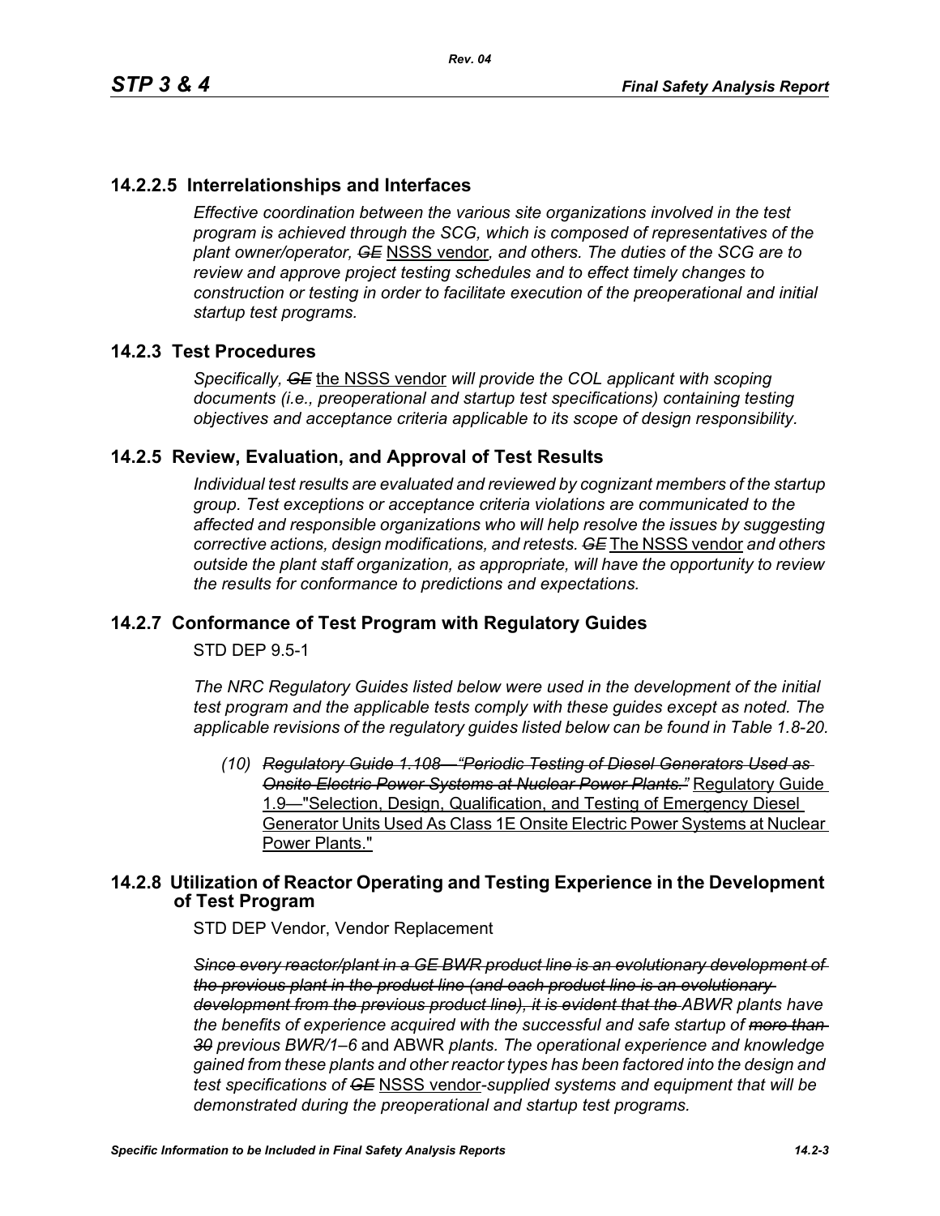## 14.2.2.5 Interrelationships and Interfaces

*Effective coordination between the various site organizations involved in the test program is achieved through the SCG, which is composed of representatives of the plant owner/operator, ~~GE~~* <u>NSSS vendor</u>*, and others. The duties of the SCG are to review and approve project testing schedules and to effect timely changes to construction or testing in order to facilitate execution of the preoperational and initial startup test programs.*

## 14.2.3 Test Procedures

*Specifically, ~~GE~~* <u>the NSSS vendor</u> *will provide the COL applicant with scoping documents (i.e., preoperational and startup test specifications) containing testing objectives and acceptance criteria applicable to its scope of design responsibility.*

## 14.2.5 Review, Evaluation, and Approval of Test Results

*Individual test results are evaluated and reviewed by cognizant members of the startup group. Test exceptions or acceptance criteria violations are communicated to the affected and responsible organizations who will help resolve the issues by suggesting corrective actions, design modifications, and retests. ~~GE~~* <u>The NSSS vendor</u> *and others outside the plant staff organization, as appropriate, will have the opportunity to review the results for conformance to predictions and expectations.*

## 14.2.7 Conformance of Test Program with Regulatory Guides

STD DEP 9.5-1

*The NRC Regulatory Guides listed below were used in the development of the initial test program and the applicable tests comply with these guides except as noted. The applicable revisions of the regulatory guides listed below can be found in Table 1.8-20.*

*(10) ~~Regulatory Guide 1.108—"Periodic Testing of Diesel Generators Used as Onsite Electric Power Systems at Nuclear Power Plants."~~* <u>Regulatory Guide 1.9—"Selection, Design, Qualification, and Testing of Emergency Diesel Generator Units Used As Class 1E Onsite Electric Power Systems at Nuclear Power Plants."</u>

## 14.2.8 Utilization of Reactor Operating and Testing Experience in the Development of Test Program

STD DEP Vendor, Vendor Replacement

*~~Since every reactor/plant in a GE BWR product line is an evolutionary development of the previous plant in the product line (and each product line is an evolutionary development from the previous product line), it is evident that the~~ ABWR plants have the benefits of experience acquired with the successful and safe startup of ~~more than 30~~ previous BWR/1–6* and ABWR *plants. The operational experience and knowledge gained from these plants and other reactor types has been factored into the design and test specifications of ~~GE~~* <u>NSSS vendor</u>*-supplied systems and equipment that will be demonstrated during the preoperational and startup test programs.*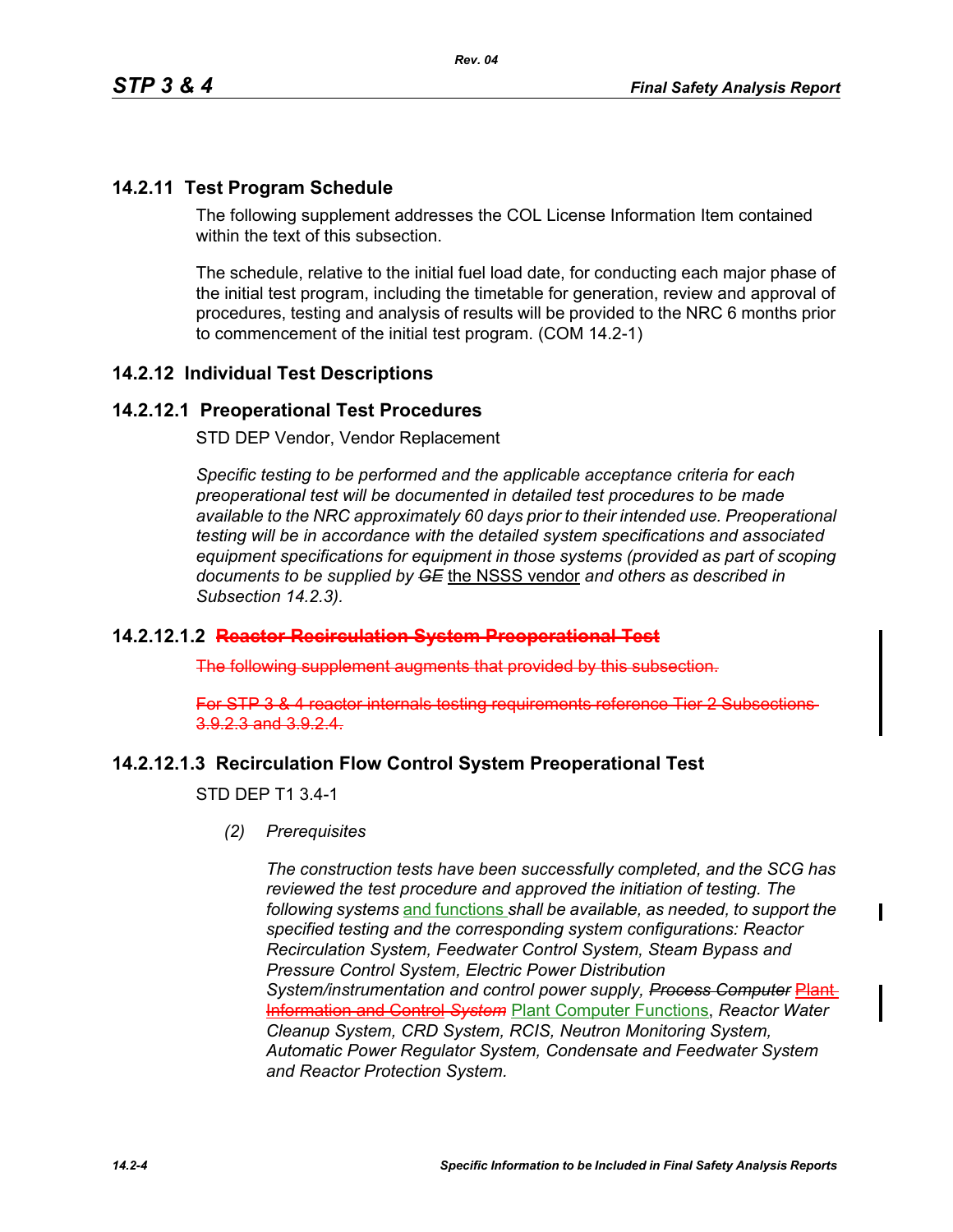## 14.2.11 Test Program Schedule

The following supplement addresses the COL License Information Item contained within the text of this subsection.

The schedule, relative to the initial fuel load date, for conducting each major phase of the initial test program, including the timetable for generation, review and approval of procedures, testing and analysis of results will be provided to the NRC 6 months prior to commencement of the initial test program. (COM 14.2-1)

## 14.2.12 Individual Test Descriptions

### 14.2.12.1 Preoperational Test Procedures

STD DEP Vendor, Vendor Replacement

*Specific testing to be performed and the applicable acceptance criteria for each preoperational test will be documented in detailed test procedures to be made available to the NRC approximately 60 days prior to their intended use. Preoperational testing will be in accordance with the detailed system specifications and associated equipment specifications for equipment in those systems (provided as part of scoping documents to be supplied by ~~GE~~* the NSSS vendor *and others as described in Subsection 14.2.3).*

#### 14.2.12.1.2 ~~Reactor Recirculation System Preoperational Test~~

~~The following supplement augments that provided by this subsection.~~

~~For STP 3 & 4 reactor internals testing requirements reference Tier 2 Subsections 3.9.2.3 and 3.9.2.4.~~

#### 14.2.12.1.3 Recirculation Flow Control System Preoperational Test

STD DEP T1 3.4-1

*(2) Prerequisites*

*The construction tests have been successfully completed, and the SCG has reviewed the test procedure and approved the initiation of testing. The following systems* and functions *shall be available, as needed, to support the specified testing and the corresponding system configurations: Reactor Recirculation System, Feedwater Control System, Steam Bypass and Pressure Control System, Electric Power Distribution System/instrumentation and control power supply, ~~Process Computer~~* ~~Plant Information and Control~~ *~~System~~* Plant Computer Functions, *Reactor Water Cleanup System, CRD System, RCIS, Neutron Monitoring System, Automatic Power Regulator System, Condensate and Feedwater System and Reactor Protection System.*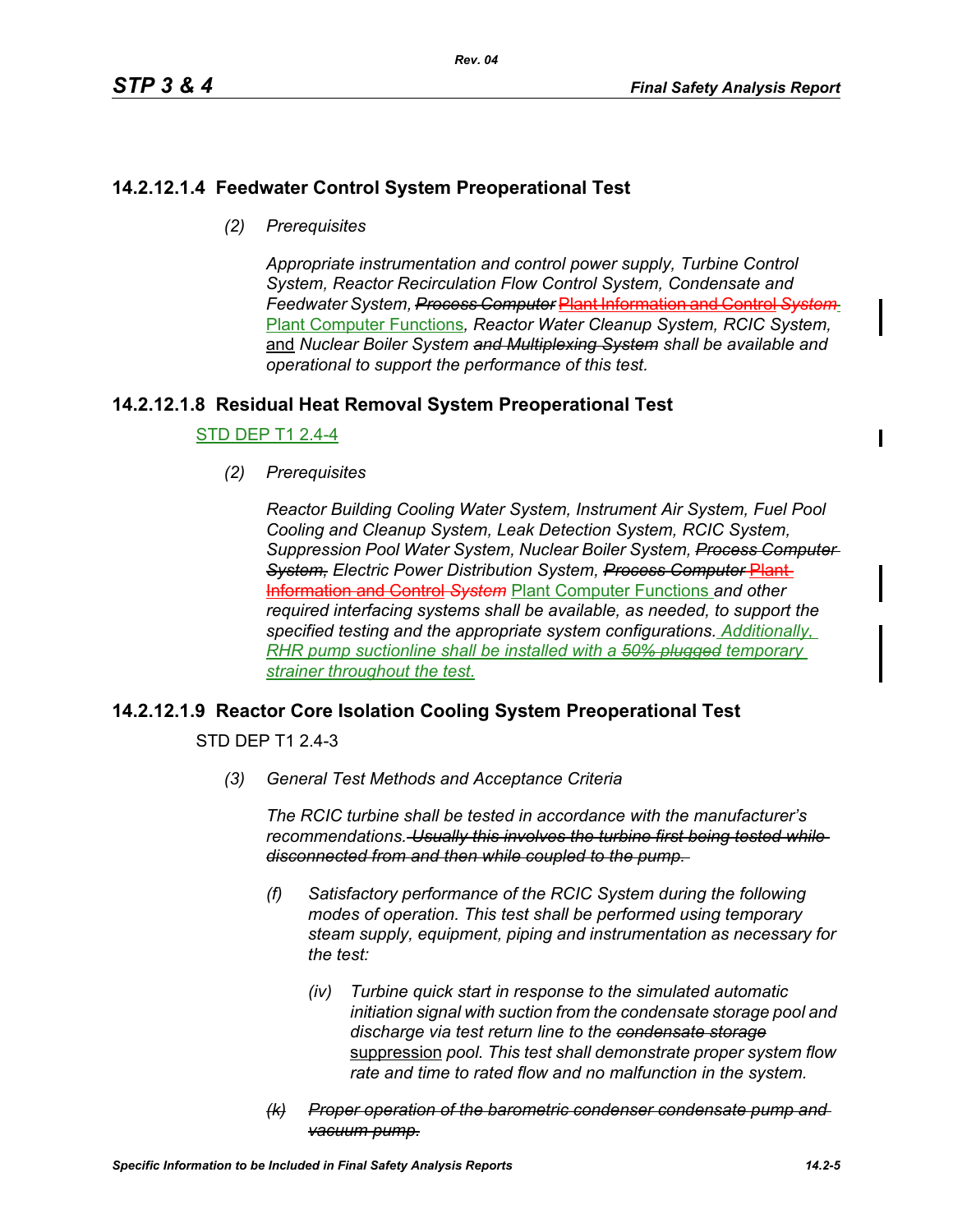## 14.2.12.1.4 Feedwater Control System Preoperational Test

*(2) Prerequisites*

*Appropriate instrumentation and control power supply, Turbine Control System, Reactor Recirculation Flow Control System, Condensate and Feedwater System,* ~~*Process Computer*~~ ~~Plant Information and Control System~~ Plant Computer Functions*, Reactor Water Cleanup System, RCIC System,* and *Nuclear Boiler System* ~~*and Multiplexing System*~~ *shall be available and operational to support the performance of this test.*

## 14.2.12.1.8 Residual Heat Removal System Preoperational Test

STD DEP T1 2.4-4

*(2) Prerequisites*

*Reactor Building Cooling Water System, Instrument Air System, Fuel Pool Cooling and Cleanup System, Leak Detection System, RCIC System, Suppression Pool Water System, Nuclear Boiler System,* ~~*Process Computer System,*~~ *Electric Power Distribution System,* ~~*Process Computer*~~ ~~Plant Information and Control~~ ~~*System*~~ Plant Computer Functions *and other required interfacing systems shall be available, as needed, to support the specified testing and the appropriate system configurations. Additionally, RHR pump suctionline shall be installed with a* ~~*50% plugged*~~ *temporary strainer throughout the test.*

## 14.2.12.1.9 Reactor Core Isolation Cooling System Preoperational Test

STD DEP T1 2.4-3

*(3) General Test Methods and Acceptance Criteria*

*The RCIC turbine shall be tested in accordance with the manufacturer's recommendations.* ~~*Usually this involves the turbine first being tested while disconnected from and then while coupled to the pump.*~~

*(f) Satisfactory performance of the RCIC System during the following modes of operation. This test shall be performed using temporary steam supply, equipment, piping and instrumentation as necessary for the test:*

*(iv) Turbine quick start in response to the simulated automatic initiation signal with suction from the condensate storage pool and discharge via test return line to the* ~~*condensate storage*~~ suppression *pool. This test shall demonstrate proper system flow rate and time to rated flow and no malfunction in the system.*

~~*(k) Proper operation of the barometric condenser condensate pump and vacuum pump.*~~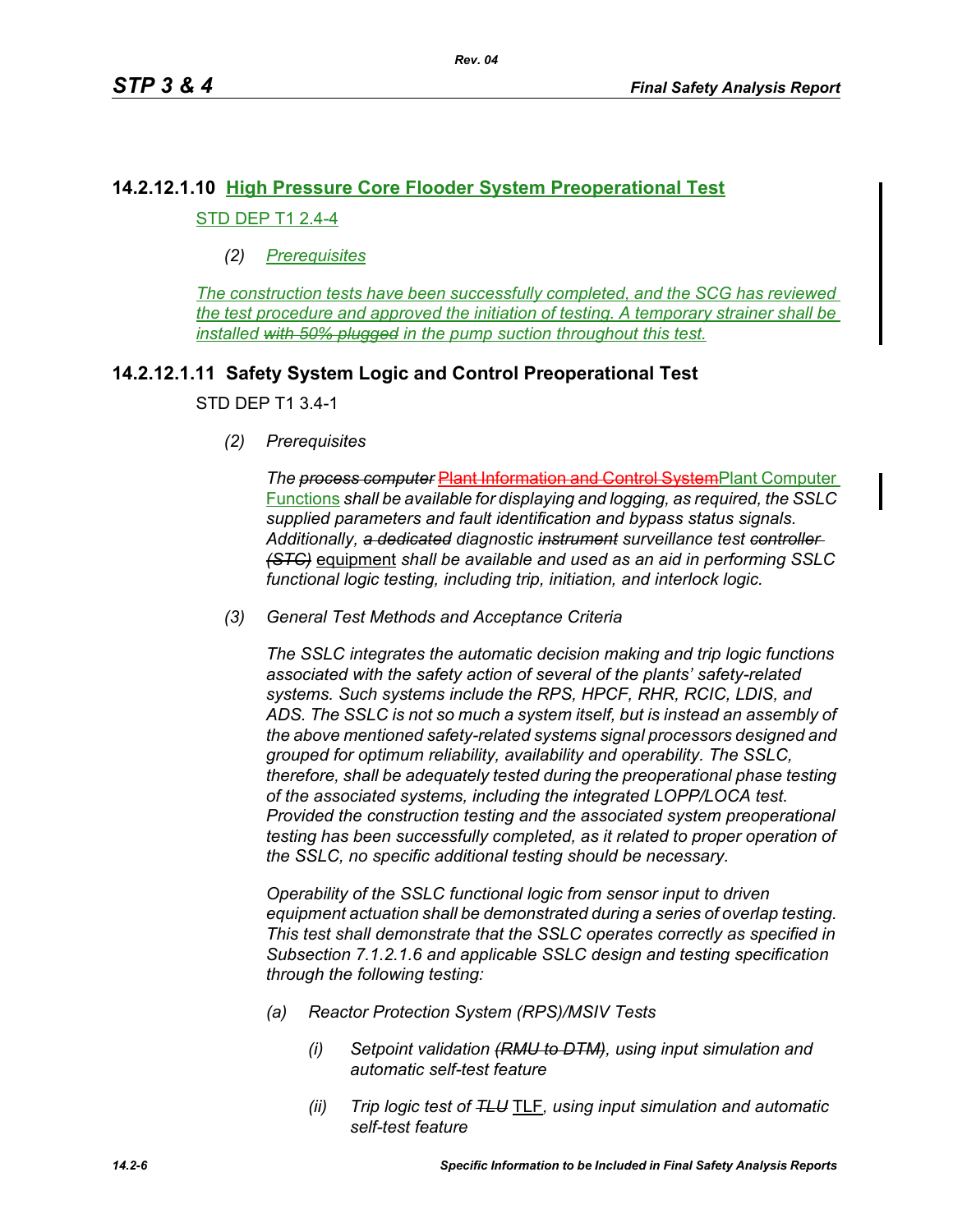### 14.2.12.1.10 High Pressure Core Flooder System Preoperational Test

STD DEP T1 2.4-4

*(2) Prerequisites*

*The construction tests have been successfully completed, and the SCG has reviewed the test procedure and approved the initiation of testing. A temporary strainer shall be installed ~~with 50% plugged~~ in the pump suction throughout this test.*

### 14.2.12.1.11 Safety System Logic and Control Preoperational Test

STD DEP T1 3.4-1

*(2) Prerequisites*

*The ~~process computer~~* ~~Plant Information and Control System~~Plant Computer Functions *shall be available for displaying and logging, as required, the SSLC supplied parameters and fault identification and bypass status signals. Additionally, ~~a dedicated~~ diagnostic ~~instrument~~ surveillance test ~~controller (STC)~~* equipment *shall be available and used as an aid in performing SSLC functional logic testing, including trip, initiation, and interlock logic.*

*(3) General Test Methods and Acceptance Criteria*

*The SSLC integrates the automatic decision making and trip logic functions associated with the safety action of several of the plants' safety-related systems. Such systems include the RPS, HPCF, RHR, RCIC, LDIS, and ADS. The SSLC is not so much a system itself, but is instead an assembly of the above mentioned safety-related systems signal processors designed and grouped for optimum reliability, availability and operability. The SSLC, therefore, shall be adequately tested during the preoperational phase testing of the associated systems, including the integrated LOPP/LOCA test. Provided the construction testing and the associated system preoperational testing has been successfully completed, as it related to proper operation of the SSLC, no specific additional testing should be necessary.*

*Operability of the SSLC functional logic from sensor input to driven equipment actuation shall be demonstrated during a series of overlap testing. This test shall demonstrate that the SSLC operates correctly as specified in Subsection 7.1.2.1.6 and applicable SSLC design and testing specification through the following testing:*

*(a) Reactor Protection System (RPS)/MSIV Tests*

*(i) Setpoint validation ~~(RMU to DTM)~~, using input simulation and automatic self-test feature*

*(ii) Trip logic test of ~~TLU~~* TLF*, using input simulation and automatic self-test feature*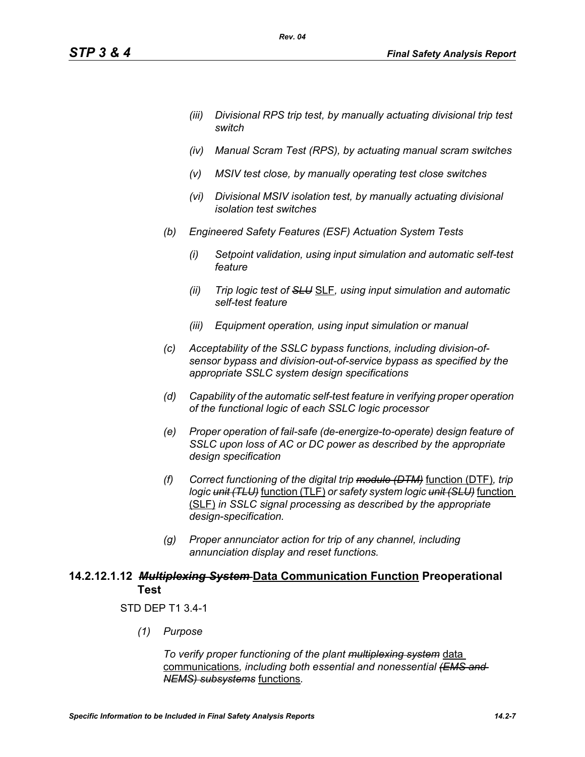*(iii) Divisional RPS trip test, by manually actuating divisional trip test switch*

*(iv) Manual Scram Test (RPS), by actuating manual scram switches*

*(v) MSIV test close, by manually operating test close switches*

*(vi) Divisional MSIV isolation test, by manually actuating divisional isolation test switches*

*(b) Engineered Safety Features (ESF) Actuation System Tests*

*(i) Setpoint validation, using input simulation and automatic self-test feature*

*(ii) Trip logic test of ~~SLU~~* SLF*, using input simulation and automatic self-test feature*

*(iii) Equipment operation, using input simulation or manual*

*(c) Acceptability of the SSLC bypass functions, including division-of-sensor bypass and division-out-of-service bypass as specified by the appropriate SSLC system design specifications*

*(d) Capability of the automatic self-test feature in verifying proper operation of the functional logic of each SSLC logic processor*

*(e) Proper operation of fail-safe (de-energize-to-operate) design feature of SSLC upon loss of AC or DC power as described by the appropriate design specification*

*(f) Correct functioning of the digital trip ~~module (DTM)~~* function (DTF)*, trip logic ~~unit (TLU)~~* function (TLF) *or safety system logic ~~unit (SLU)~~* function (SLF) *in SSLC signal processing as described by the appropriate design-specification.*

*(g) Proper annunciator action for trip of any channel, including annunciation display and reset functions.*

## 14.2.12.1.12 ~~*Multiplexing System*~~ Data Communication Function Preoperational Test

STD DEP T1 3.4-1

*(1) Purpose*

*To verify proper functioning of the plant ~~multiplexing system~~* data communications*, including both essential and nonessential ~~(EMS and NEMS) subsystems~~* functions*.*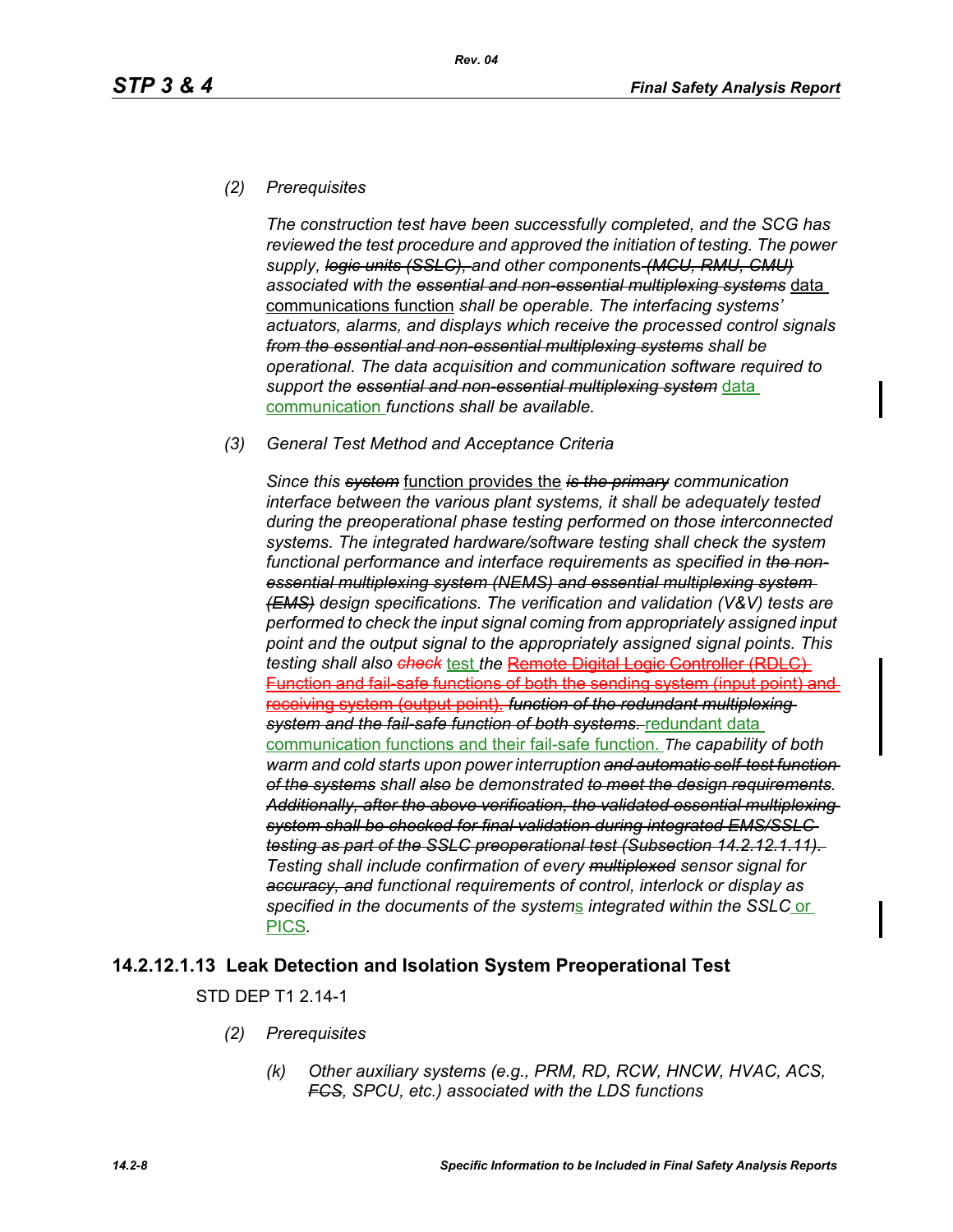*(2) Prerequisites*

*The construction test have been successfully completed, and the SCG has reviewed the test procedure and approved the initiation of testing. The power supply, ~~logic units (SSLC),~~ and other components ~~(MCU, RMU, CMU)~~ associated with the ~~essential and non-essential multiplexing systems~~* data communications function *shall be operable. The interfacing systems' actuators, alarms, and displays which receive the processed control signals ~~from the essential and non-essential multiplexing systems~~ shall be operational. The data acquisition and communication software required to support the ~~essential and non-essential multiplexing system~~* data communication *functions shall be available.*

*(3) General Test Method and Acceptance Criteria*

*Since this ~~system~~* function provides the *~~is the primary~~ communication interface between the various plant systems, it shall be adequately tested during the preoperational phase testing performed on those interconnected systems. The integrated hardware/software testing shall check the system functional performance and interface requirements as specified in ~~the non-essential multiplexing system (NEMS) and essential multiplexing system (EMS)~~ design specifications. The verification and validation (V&V) tests are performed to check the input signal coming from appropriately assigned input point and the output signal to the appropriately assigned signal points. This testing shall also ~~check~~* test *the* ~~Remote Digital Logic Controller (RDLC) Function and fail-safe functions of both the sending system (input point) and receiving system (output point).~~ *~~function of the redundant multiplexing system and the fail-safe function of both systems.~~* redundant data communication functions and their fail-safe function. *The capability of both warm and cold starts upon power interruption ~~and automatic self-test function of the systems~~ shall ~~also~~ be demonstrated ~~to meet the design requirements~~. ~~Additionally, after the above verification, the validated essential multiplexing system shall be checked for final validation during integrated EMS/SSLC testing as part of the SSLC preoperational test (Subsection 14.2.12.1.11).~~ Testing shall include confirmation of every ~~multiplexed~~ sensor signal for ~~accuracy, and~~ functional requirements of control, interlock or display as specified in the documents of the systems integrated within the SSLC* or PICS.

## 14.2.12.1.13 Leak Detection and Isolation System Preoperational Test

STD DEP T1 2.14-1

*(2) Prerequisites*

*(k) Other auxiliary systems (e.g., PRM, RD, RCW, HNCW, HVAC, ACS, ~~FCS~~, SPCU, etc.) associated with the LDS functions*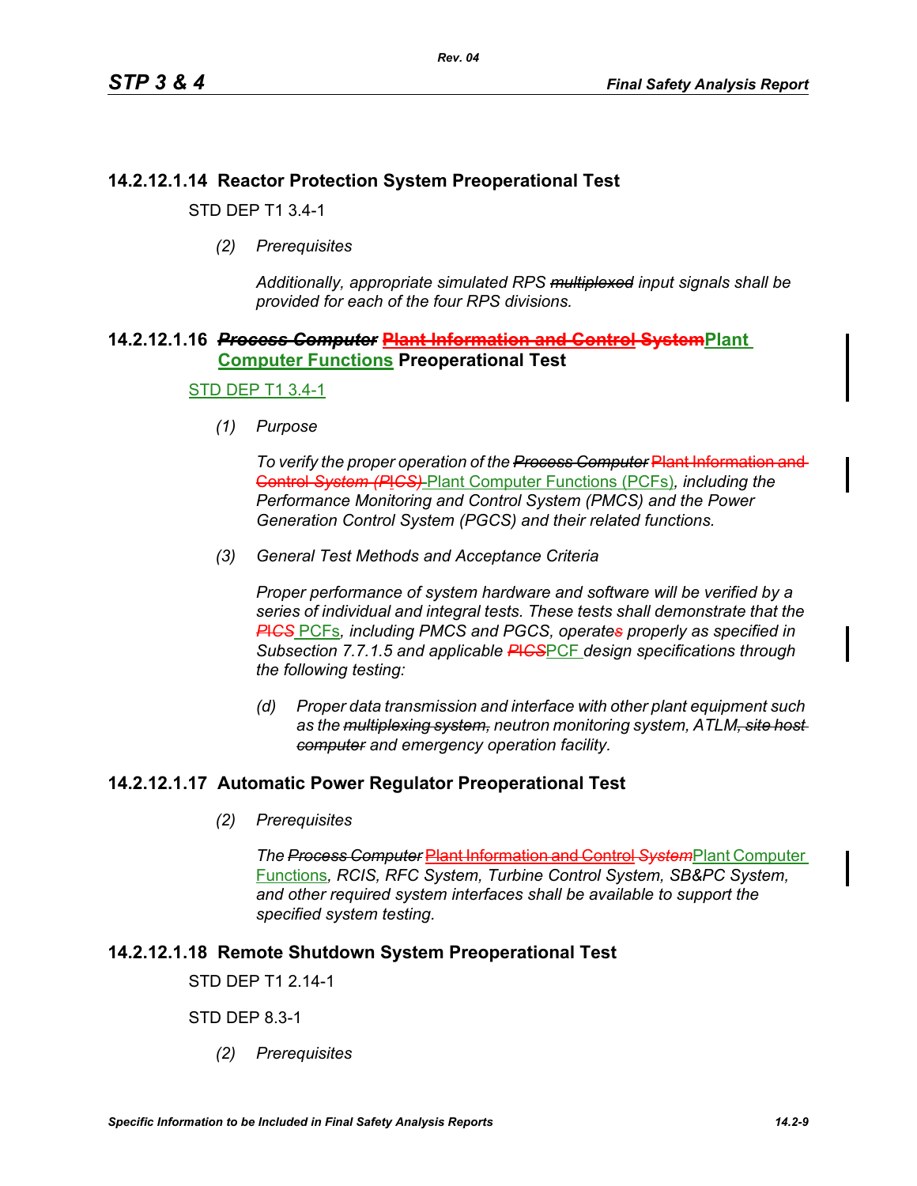### 14.2.12.1.14 Reactor Protection System Preoperational Test

STD DEP T1 3.4-1

*(2) Prerequisites*

*Additionally, appropriate simulated RPS ~~multiplexed~~ input signals shall be provided for each of the four RPS divisions.*

### 14.2.12.1.16 ~~*Process Computer*~~ ~~Plant Information and Control System~~Plant Computer Functions Preoperational Test

STD DEP T1 3.4-1

*(1) Purpose*

*To verify the proper operation of the ~~Process Computer~~ ~~Plant Information and Control System (PICS)~~ Plant Computer Functions (PCFs), including the Performance Monitoring and Control System (PMCS) and the Power Generation Control System (PGCS) and their related functions.*

*(3) General Test Methods and Acceptance Criteria*

*Proper performance of system hardware and software will be verified by a series of individual and integral tests. These tests shall demonstrate that the ~~PICS~~ PCFs, including PMCS and PGCS, operate~~s~~ properly as specified in Subsection 7.7.1.5 and applicable ~~PICS~~PCF design specifications through the following testing:*

*(d) Proper data transmission and interface with other plant equipment such as the ~~multiplexing system,~~ neutron monitoring system, ATLM~~, site host computer~~ and emergency operation facility.*

### 14.2.12.1.17 Automatic Power Regulator Preoperational Test

*(2) Prerequisites*

*The ~~Process Computer~~ ~~Plant Information and Control System~~Plant Computer Functions, RCIS, RFC System, Turbine Control System, SB&PC System, and other required system interfaces shall be available to support the specified system testing.*

### 14.2.12.1.18 Remote Shutdown System Preoperational Test

STD DEP T1 2.14-1

STD DEP 8.3-1

*(2) Prerequisites*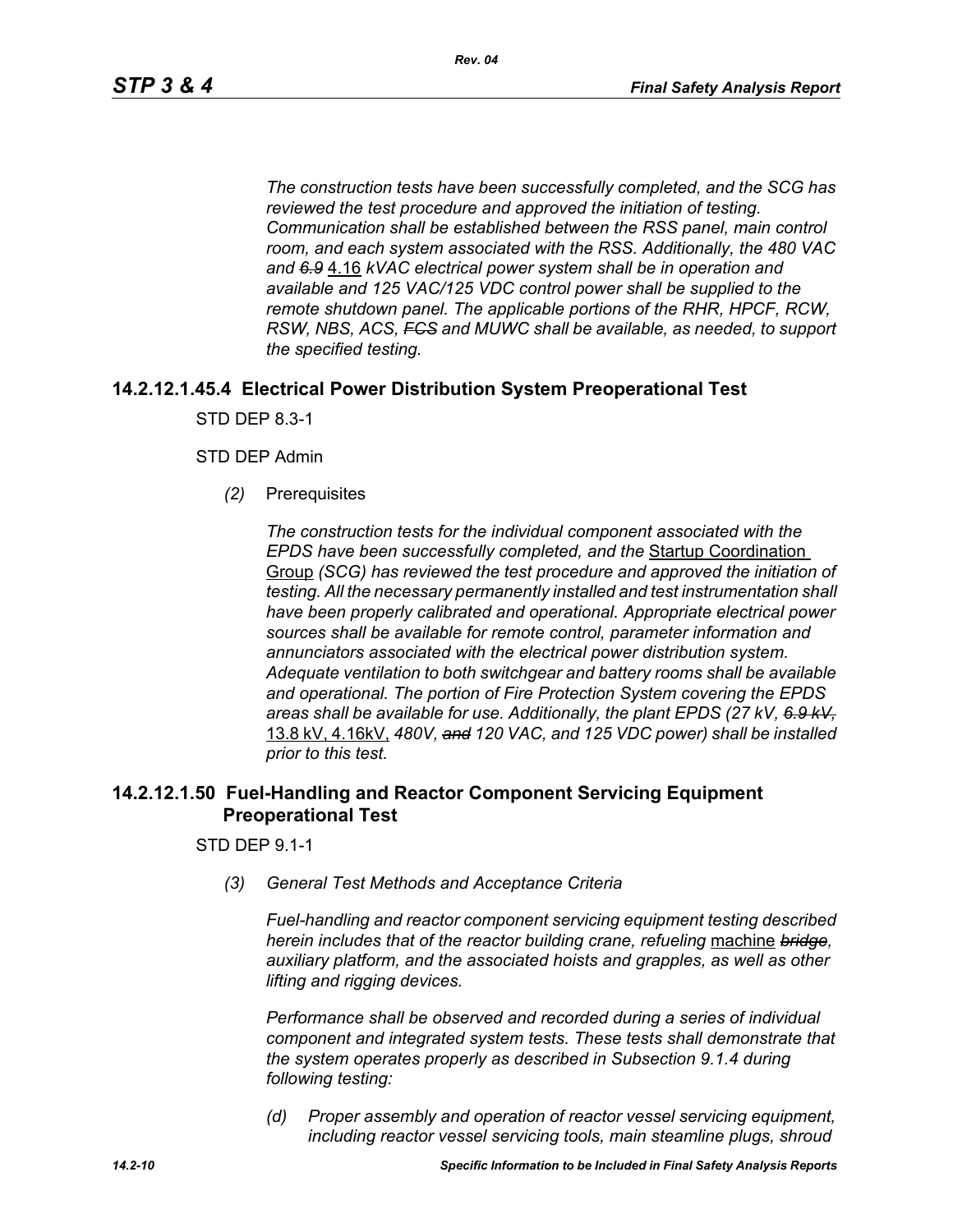*The construction tests have been successfully completed, and the SCG has reviewed the test procedure and approved the initiation of testing. Communication shall be established between the RSS panel, main control room, and each system associated with the RSS. Additionally, the 480 VAC and ~~6.9~~* 4.16 *kVAC electrical power system shall be in operation and available and 125 VAC/125 VDC control power shall be supplied to the remote shutdown panel. The applicable portions of the RHR, HPCF, RCW, RSW, NBS, ACS, ~~FCS~~ and MUWC shall be available, as needed, to support the specified testing.*

## 14.2.12.1.45.4 Electrical Power Distribution System Preoperational Test

STD DEP 8.3-1

STD DEP Admin

*(2)* Prerequisites

*The construction tests for the individual component associated with the EPDS have been successfully completed, and the* Startup Coordination Group *(SCG) has reviewed the test procedure and approved the initiation of testing. All the necessary permanently installed and test instrumentation shall have been properly calibrated and operational. Appropriate electrical power sources shall be available for remote control, parameter information and annunciators associated with the electrical power distribution system. Adequate ventilation to both switchgear and battery rooms shall be available and operational. The portion of Fire Protection System covering the EPDS areas shall be available for use. Additionally, the plant EPDS (27 kV, ~~6.9 kV,~~* 13.8 kV, 4.16kV, *480V, ~~and~~ 120 VAC, and 125 VDC power) shall be installed prior to this test.*

## 14.2.12.1.50 Fuel-Handling and Reactor Component Servicing Equipment Preoperational Test

STD DEP 9.1-1

*(3) General Test Methods and Acceptance Criteria*

*Fuel-handling and reactor component servicing equipment testing described herein includes that of the reactor building crane, refueling* machine *~~bridge~~, auxiliary platform, and the associated hoists and grapples, as well as other lifting and rigging devices.*

*Performance shall be observed and recorded during a series of individual component and integrated system tests. These tests shall demonstrate that the system operates properly as described in Subsection 9.1.4 during following testing:*

*(d) Proper assembly and operation of reactor vessel servicing equipment, including reactor vessel servicing tools, main steamline plugs, shroud*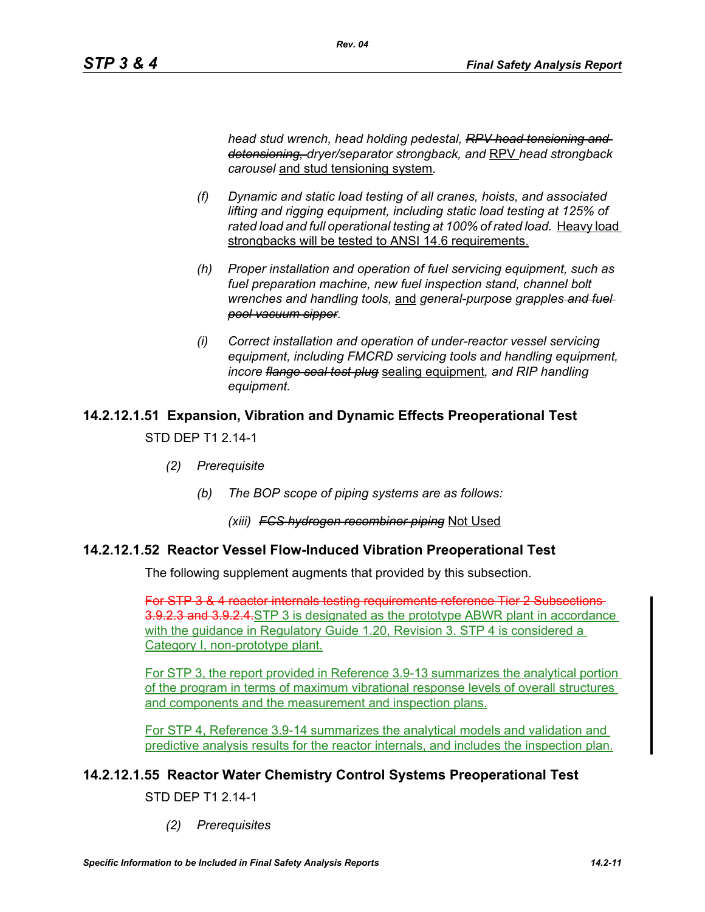*head stud wrench, head holding pedestal, ~~RPV head tensioning and detensioning,~~ dryer/separator strongback, and* RPV *head strongback carousel* and stud tensioning system*.*

*(f) Dynamic and static load testing of all cranes, hoists, and associated lifting and rigging equipment, including static load testing at 125% of rated load and full operational testing at 100% of rated load.* Heavy load strongbacks will be tested to ANSI 14.6 requirements.

*(h) Proper installation and operation of fuel servicing equipment, such as fuel preparation machine, new fuel inspection stand, channel bolt wrenches and handling tools,* and *general-purpose grapples ~~and fuel pool vacuum sipper~~.*

*(i) Correct installation and operation of under-reactor vessel servicing equipment, including FMCRD servicing tools and handling equipment, incore ~~flange seal test plug~~* sealing equipment*, and RIP handling equipment.*

## 14.2.12.1.51 Expansion, Vibration and Dynamic Effects Preoperational Test

STD DEP T1 2.14-1

*(2) Prerequisite*

*(b) The BOP scope of piping systems are as follows:*

*(xiii) ~~FCS hydrogen recombiner piping~~* Not Used

## 14.2.12.1.52 Reactor Vessel Flow-Induced Vibration Preoperational Test

The following supplement augments that provided by this subsection.

~~For STP 3 & 4 reactor internals testing requirements reference Tier 2 Subsections 3.9.2.3 and 3.9.2.4.~~ STP 3 is designated as the prototype ABWR plant in accordance with the guidance in Regulatory Guide 1.20, Revision 3. STP 4 is considered a Category I, non-prototype plant.

For STP 3, the report provided in Reference 3.9-13 summarizes the analytical portion of the program in terms of maximum vibrational response levels of overall structures and components and the measurement and inspection plans.

For STP 4, Reference 3.9-14 summarizes the analytical models and validation and predictive analysis results for the reactor internals, and includes the inspection plan.

## 14.2.12.1.55 Reactor Water Chemistry Control Systems Preoperational Test

STD DEP T1 2.14-1

*(2) Prerequisites*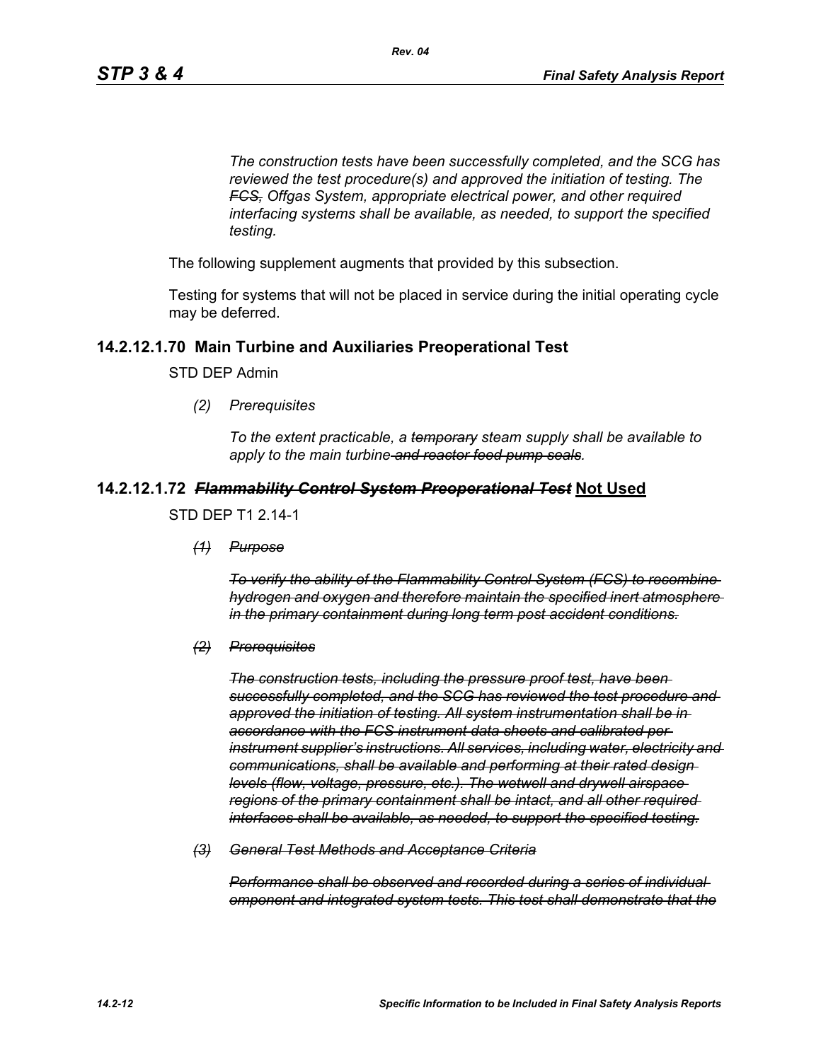*The construction tests have been successfully completed, and the SCG has reviewed the test procedure(s) and approved the initiation of testing. The ~~FCS,~~ Offgas System, appropriate electrical power, and other required interfacing systems shall be available, as needed, to support the specified testing.*

The following supplement augments that provided by this subsection.

Testing for systems that will not be placed in service during the initial operating cycle may be deferred.

### 14.2.12.1.70 Main Turbine and Auxiliaries Preoperational Test

STD DEP Admin

*(2) Prerequisites*

*To the extent practicable, a ~~temporary~~ steam supply shall be available to apply to the main turbine ~~and reactor feed pump seals~~.*

### 14.2.12.1.72 ~~*Flammability Control System Preoperational Test*~~ **Not Used**

STD DEP T1 2.14-1

~~*(1) Purpose*~~

~~*To verify the ability of the Flammability Control System (FCS) to recombine hydrogen and oxygen and therefore maintain the specified inert atmosphere in the primary containment during long term post accident conditions.*~~

~~*(2) Prerequisites*~~

~~*The construction tests, including the pressure proof test, have been successfully completed, and the SCG has reviewed the test procedure and approved the initiation of testing. All system instrumentation shall be in accordance with the FCS instrument data sheets and calibrated per instrument supplier's instructions. All services, including water, electricity and communications, shall be available and performing at their rated design levels (flow, voltage, pressure, etc.). The wetwell and drywell airspace regions of the primary containment shall be intact, and all other required interfaces shall be available, as needed, to support the specified testing.*~~

~~*(3) General Test Methods and Acceptance Criteria*~~

~~*Performance shall be observed and recorded during a series of individual omponent and integrated system tests. This test shall demonstrate that the*~~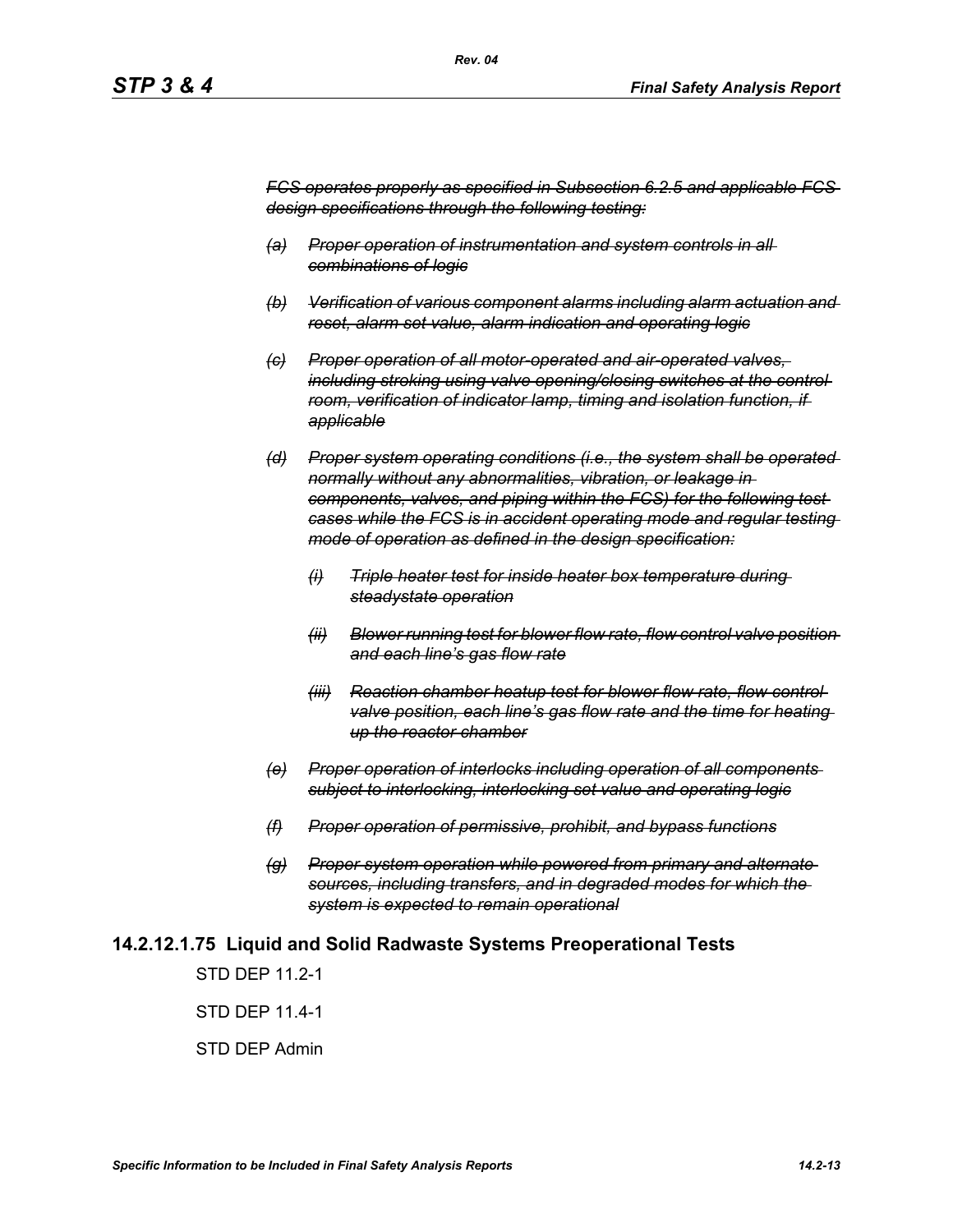~~*FCS operates properly as specified in Subsection 6.2.5 and applicable FCS design specifications through the following testing:*~~

~~*(a) Proper operation of instrumentation and system controls in all combinations of logic*~~

~~*(b) Verification of various component alarms including alarm actuation and reset, alarm set value, alarm indication and operating logic*~~

~~*(c) Proper operation of all motor-operated and air-operated valves, including stroking using valve opening/closing switches at the control room, verification of indicator lamp, timing and isolation function, if applicable*~~

~~*(d) Proper system operating conditions (i.e., the system shall be operated normally without any abnormalities, vibration, or leakage in components, valves, and piping within the FCS) for the following test cases while the FCS is in accident operating mode and regular testing mode of operation as defined in the design specification:*~~

~~*(i) Triple heater test for inside heater box temperature during steadystate operation*~~

~~*(ii) Blower running test for blower flow rate, flow control valve position and each line's gas flow rate*~~

~~*(iii) Reaction chamber heatup test for blower flow rate, flow control valve position, each line's gas flow rate and the time for heating up the reactor chamber*~~

~~*(e) Proper operation of interlocks including operation of all components subject to interlocking, interlocking set value and operating logic*~~

~~*(f) Proper operation of permissive, prohibit, and bypass functions*~~

~~*(g) Proper system operation while powered from primary and alternate sources, including transfers, and in degraded modes for which the system is expected to remain operational*~~

## 14.2.12.1.75 Liquid and Solid Radwaste Systems Preoperational Tests

STD DEP 11.2-1

STD DEP 11.4-1

STD DEP Admin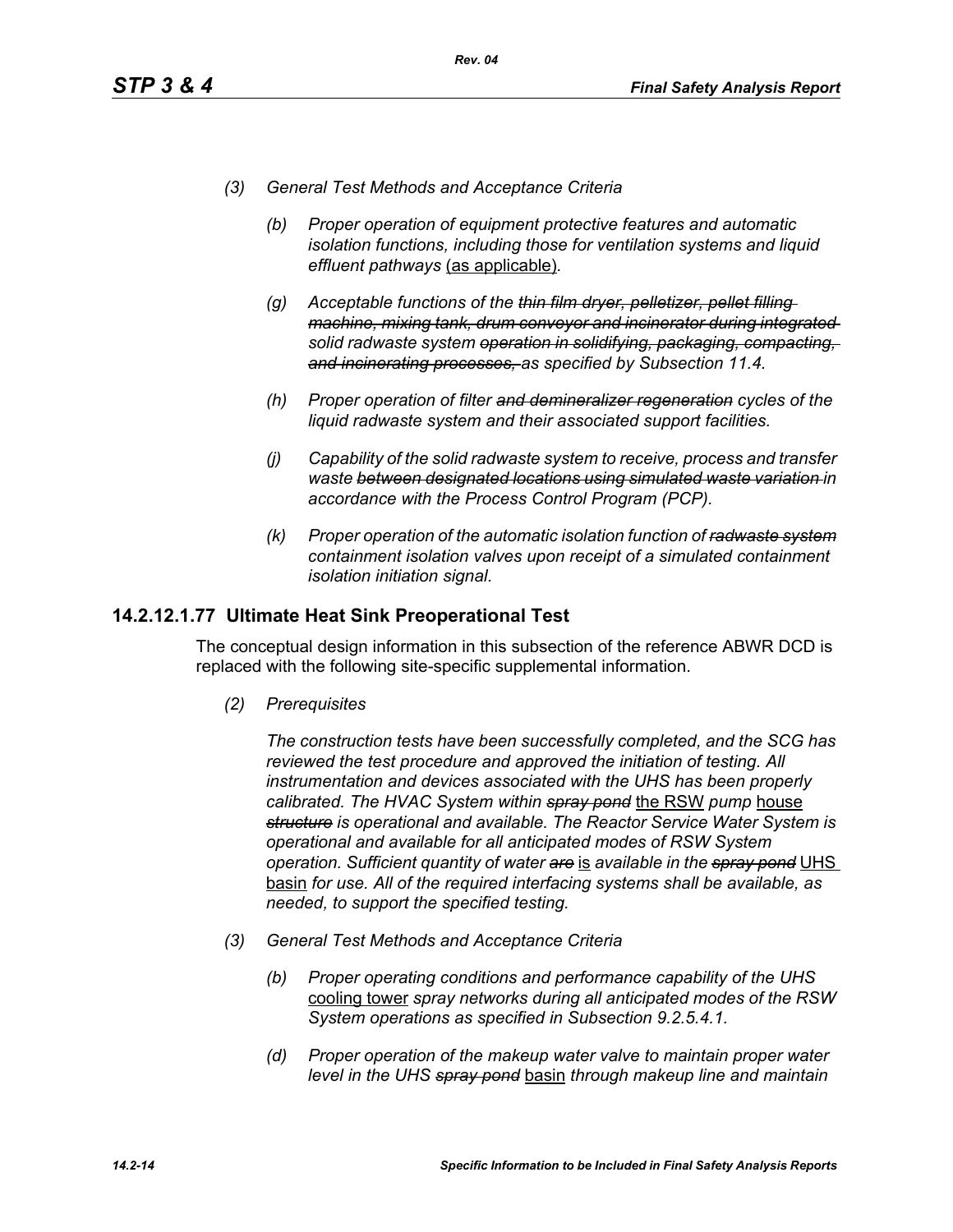*(3) General Test Methods and Acceptance Criteria*

*(b) Proper operation of equipment protective features and automatic isolation functions, including those for ventilation systems and liquid effluent pathways* <u>(as applicable)</u>.

*(g) Acceptable functions of the ~~thin film dryer, pelletizer, pellet filling machine, mixing tank, drum conveyor and incinerator during integrated~~ solid radwaste system ~~operation in solidifying, packaging, compacting, and incinerating processes,~~ as specified by Subsection 11.4.*

*(h) Proper operation of filter ~~and demineralizer regeneration~~ cycles of the liquid radwaste system and their associated support facilities.*

*(j) Capability of the solid radwaste system to receive, process and transfer waste ~~between designated locations using simulated waste variation~~ in accordance with the Process Control Program (PCP).*

*(k) Proper operation of the automatic isolation function of ~~radwaste system~~ containment isolation valves upon receipt of a simulated containment isolation initiation signal.*

## 14.2.12.1.77 Ultimate Heat Sink Preoperational Test

The conceptual design information in this subsection of the reference ABWR DCD is replaced with the following site-specific supplemental information.

*(2) Prerequisites*

*The construction tests have been successfully completed, and the SCG has reviewed the test procedure and approved the initiation of testing. All instrumentation and devices associated with the UHS has been properly calibrated. The HVAC System within ~~spray pond~~* <u>the RSW</u> *pump* <u>house</u> *~~structure~~ is operational and available. The Reactor Service Water System is operational and available for all anticipated modes of RSW System operation. Sufficient quantity of water ~~are~~* <u>is</u> *available in the ~~spray pond~~* <u>UHS basin</u> *for use. All of the required interfacing systems shall be available, as needed, to support the specified testing.*

*(3) General Test Methods and Acceptance Criteria*

*(b) Proper operating conditions and performance capability of the UHS* <u>cooling tower</u> *spray networks during all anticipated modes of the RSW System operations as specified in Subsection 9.2.5.4.1.*

*(d) Proper operation of the makeup water valve to maintain proper water level in the UHS ~~spray pond~~* <u>basin</u> *through makeup line and maintain*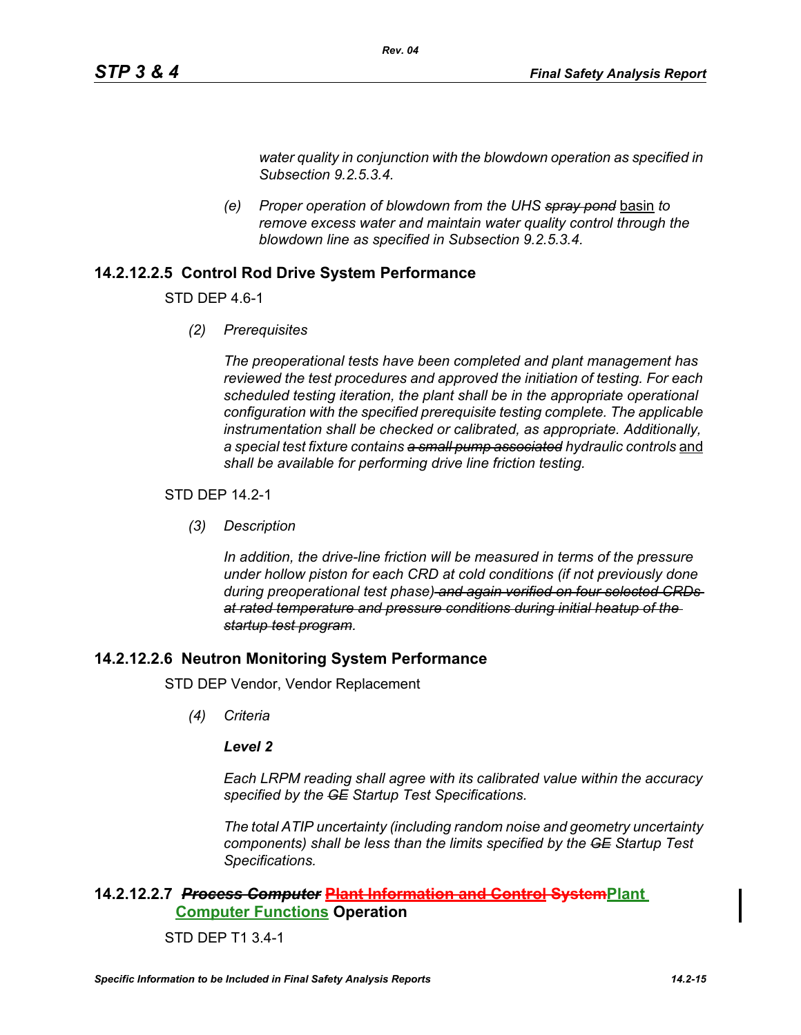*water quality in conjunction with the blowdown operation as specified in Subsection 9.2.5.3.4.*

*(e) Proper operation of blowdown from the UHS ~~spray pond~~* basin *to remove excess water and maintain water quality control through the blowdown line as specified in Subsection 9.2.5.3.4.*

## 14.2.12.2.5 Control Rod Drive System Performance

STD DEP 4.6-1

*(2) Prerequisites*

*The preoperational tests have been completed and plant management has reviewed the test procedures and approved the initiation of testing. For each scheduled testing iteration, the plant shall be in the appropriate operational configuration with the specified prerequisite testing complete. The applicable instrumentation shall be checked or calibrated, as appropriate. Additionally, a special test fixture contains ~~a small pump associated~~ hydraulic controls* and *shall be available for performing drive line friction testing.*

STD DEP 14.2-1

*(3) Description*

*In addition, the drive-line friction will be measured in terms of the pressure under hollow piston for each CRD at cold conditions (if not previously done during preoperational test phase)~~ and again verified on four selected CRDs at rated temperature and pressure conditions during initial heatup of the startup test program~~.*

## 14.2.12.2.6 Neutron Monitoring System Performance

STD DEP Vendor, Vendor Replacement

*(4) Criteria*

***Level 2***

*Each LRPM reading shall agree with its calibrated value within the accuracy specified by the ~~GE~~ Startup Test Specifications.*

*The total ATIP uncertainty (including random noise and geometry uncertainty components) shall be less than the limits specified by the ~~GE~~ Startup Test Specifications.*

## 14.2.12.2.7 ~~*Process Computer*~~ ~~Plant Information and Control System~~Plant Computer Functions Operation

STD DEP T1 3.4-1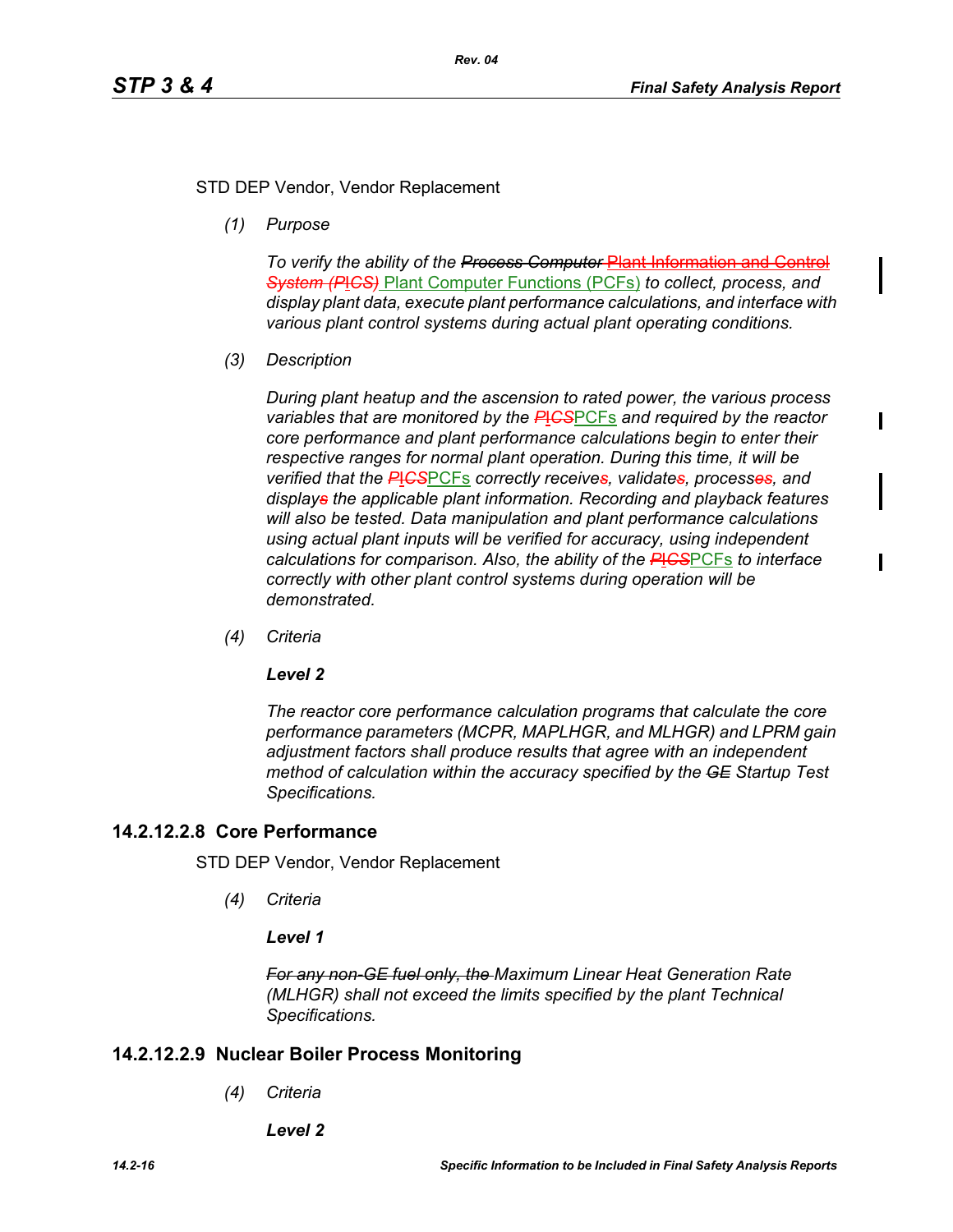STD DEP Vendor, Vendor Replacement

*(1) Purpose*

*To verify the ability of the ~~Process Computer~~ ~~Plant Information and Control System (PICS)~~ Plant Computer Functions (PCFs) to collect, process, and display plant data, execute plant performance calculations, and interface with various plant control systems during actual plant operating conditions.*

*(3) Description*

*During plant heatup and the ascension to rated power, the various process variables that are monitored by the ~~PICS~~PCFs and required by the reactor core performance and plant performance calculations begin to enter their respective ranges for normal plant operation. During this time, it will be verified that the ~~PICS~~PCFs correctly receive~~s~~, validate~~s~~, process~~es~~, and display~~s~~ the applicable plant information. Recording and playback features will also be tested. Data manipulation and plant performance calculations using actual plant inputs will be verified for accuracy, using independent calculations for comparison. Also, the ability of the ~~PICS~~PCFs to interface correctly with other plant control systems during operation will be demonstrated.*

*(4) Criteria*

***Level 2***

*The reactor core performance calculation programs that calculate the core performance parameters (MCPR, MAPLHGR, and MLHGR) and LPRM gain adjustment factors shall produce results that agree with an independent method of calculation within the accuracy specified by the ~~GE~~ Startup Test Specifications.*

## 14.2.12.2.8 Core Performance

STD DEP Vendor, Vendor Replacement

*(4) Criteria*

***Level 1***

*~~For any non-GE fuel only, the~~ Maximum Linear Heat Generation Rate (MLHGR) shall not exceed the limits specified by the plant Technical Specifications.*

## 14.2.12.2.9 Nuclear Boiler Process Monitoring

*(4) Criteria*

***Level 2***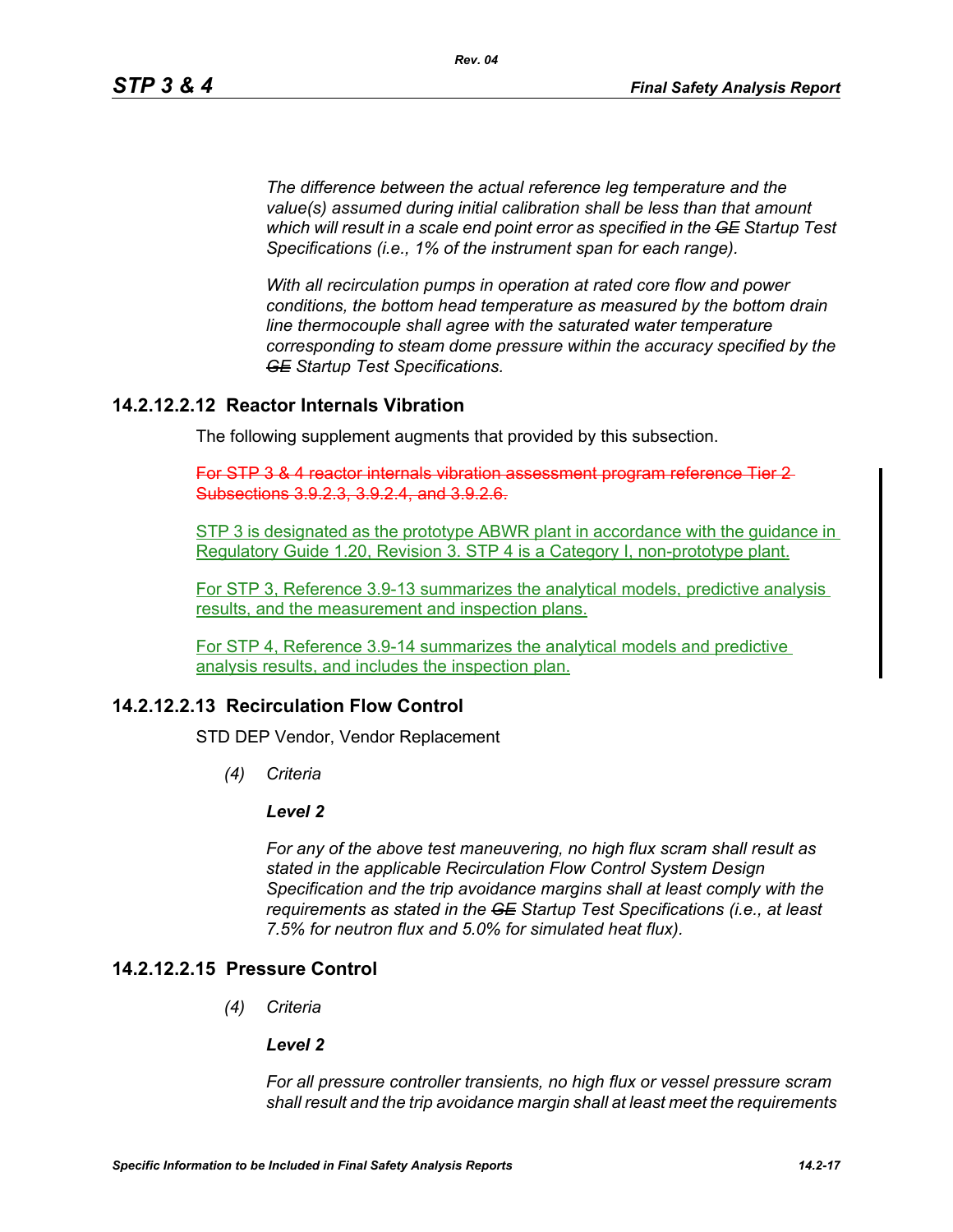*The difference between the actual reference leg temperature and the value(s) assumed during initial calibration shall be less than that amount which will result in a scale end point error as specified in the ~~GE~~ Startup Test Specifications (i.e., 1% of the instrument span for each range).*

*With all recirculation pumps in operation at rated core flow and power conditions, the bottom head temperature as measured by the bottom drain line thermocouple shall agree with the saturated water temperature corresponding to steam dome pressure within the accuracy specified by the ~~GE~~ Startup Test Specifications.*

## 14.2.12.2.12 Reactor Internals Vibration

The following supplement augments that provided by this subsection.

~~For STP 3 & 4 reactor internals vibration assessment program reference Tier 2 Subsections 3.9.2.3, 3.9.2.4, and 3.9.2.6.~~

STP 3 is designated as the prototype ABWR plant in accordance with the guidance in Regulatory Guide 1.20, Revision 3. STP 4 is a Category I, non-prototype plant.

For STP 3, Reference 3.9-13 summarizes the analytical models, predictive analysis results, and the measurement and inspection plans.

For STP 4, Reference 3.9-14 summarizes the analytical models and predictive analysis results, and includes the inspection plan.

## 14.2.12.2.13 Recirculation Flow Control

STD DEP Vendor, Vendor Replacement

*(4) Criteria*

***Level 2***

*For any of the above test maneuvering, no high flux scram shall result as stated in the applicable Recirculation Flow Control System Design Specification and the trip avoidance margins shall at least comply with the requirements as stated in the ~~GE~~ Startup Test Specifications (i.e., at least 7.5% for neutron flux and 5.0% for simulated heat flux).*

## 14.2.12.2.15 Pressure Control

*(4) Criteria*

***Level 2***

*For all pressure controller transients, no high flux or vessel pressure scram shall result and the trip avoidance margin shall at least meet the requirements*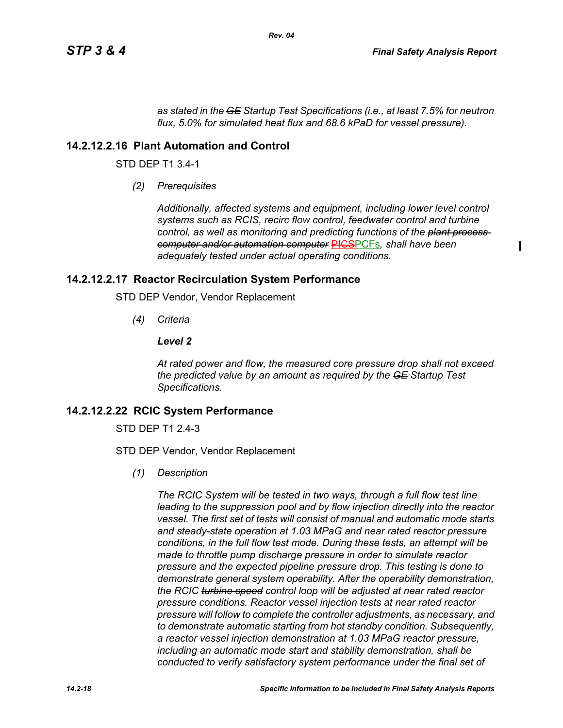*as stated in the ~~GE~~ Startup Test Specifications (i.e., at least 7.5% for neutron flux, 5.0% for simulated heat flux and 68.6 kPaD for vessel pressure).*

### 14.2.12.2.16 Plant Automation and Control

STD DEP T1 3.4-1

*(2) Prerequisites*

*Additionally, affected systems and equipment, including lower level control systems such as RCIS, recirc flow control, feedwater control and turbine control, as well as monitoring and predicting functions of the ~~plant process computer and/or automation computer~~ ~~PICS~~PCFs, shall have been adequately tested under actual operating conditions.*

### 14.2.12.2.17 Reactor Recirculation System Performance

STD DEP Vendor, Vendor Replacement

*(4) Criteria*

***Level 2***

*At rated power and flow, the measured core pressure drop shall not exceed the predicted value by an amount as required by the ~~GE~~ Startup Test Specifications.*

### 14.2.12.2.22 RCIC System Performance

STD DEP T1 2.4-3

STD DEP Vendor, Vendor Replacement

*(1) Description*

*The RCIC System will be tested in two ways, through a full flow test line leading to the suppression pool and by flow injection directly into the reactor vessel. The first set of tests will consist of manual and automatic mode starts and steady-state operation at 1.03 MPaG and near rated reactor pressure conditions, in the full flow test mode. During these tests, an attempt will be made to throttle pump discharge pressure in order to simulate reactor pressure and the expected pipeline pressure drop. This testing is done to demonstrate general system operability. After the operability demonstration, the RCIC ~~turbine speed~~ control loop will be adjusted at near rated reactor pressure conditions. Reactor vessel injection tests at near rated reactor pressure will follow to complete the controller adjustments, as necessary, and to demonstrate automatic starting from hot standby condition. Subsequently, a reactor vessel injection demonstration at 1.03 MPaG reactor pressure, including an automatic mode start and stability demonstration, shall be conducted to verify satisfactory system performance under the final set of*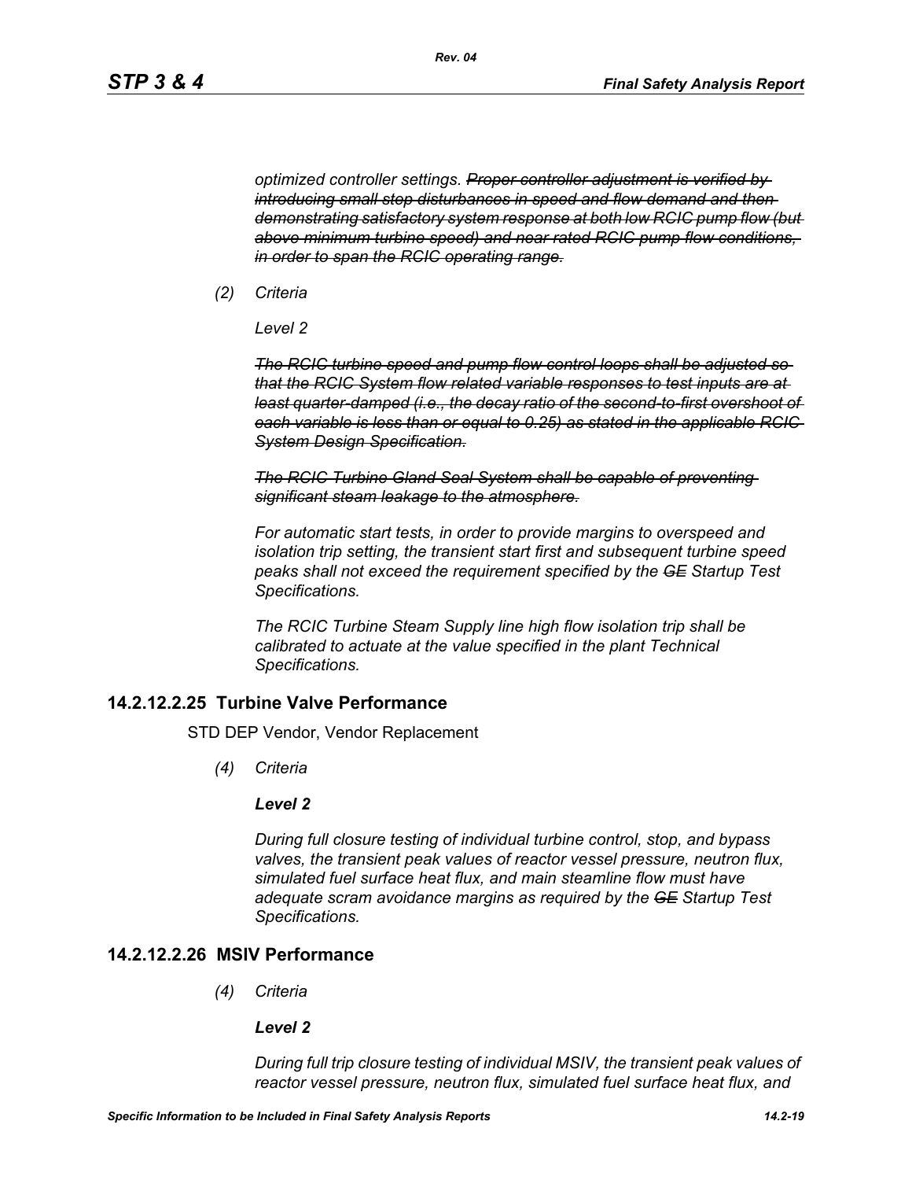*optimized controller settings. ~~Proper controller adjustment is verified by introducing small step disturbances in speed and flow demand and then demonstrating satisfactory system response at both low RCIC pump flow (but above minimum turbine speed) and near rated RCIC pump flow conditions, in order to span the RCIC operating range.~~*

*(2) Criteria*

*Level 2*

*~~The RCIC turbine speed and pump flow control loops shall be adjusted so that the RCIC System flow related variable responses to test inputs are at least quarter-damped (i.e., the decay ratio of the second-to-first overshoot of each variable is less than or equal to 0.25) as stated in the applicable RCIC System Design Specification.~~*

*~~The RCIC Turbine Gland Seal System shall be capable of preventing significant steam leakage to the atmosphere.~~*

*For automatic start tests, in order to provide margins to overspeed and isolation trip setting, the transient start first and subsequent turbine speed peaks shall not exceed the requirement specified by the ~~GE~~ Startup Test Specifications.*

*The RCIC Turbine Steam Supply line high flow isolation trip shall be calibrated to actuate at the value specified in the plant Technical Specifications.*

## 14.2.12.2.25 Turbine Valve Performance

STD DEP Vendor, Vendor Replacement

*(4) Criteria*

***Level 2***

*During full closure testing of individual turbine control, stop, and bypass valves, the transient peak values of reactor vessel pressure, neutron flux, simulated fuel surface heat flux, and main steamline flow must have adequate scram avoidance margins as required by the ~~GE~~ Startup Test Specifications.*

## 14.2.12.2.26 MSIV Performance

*(4) Criteria*

***Level 2***

*During full trip closure testing of individual MSIV, the transient peak values of reactor vessel pressure, neutron flux, simulated fuel surface heat flux, and*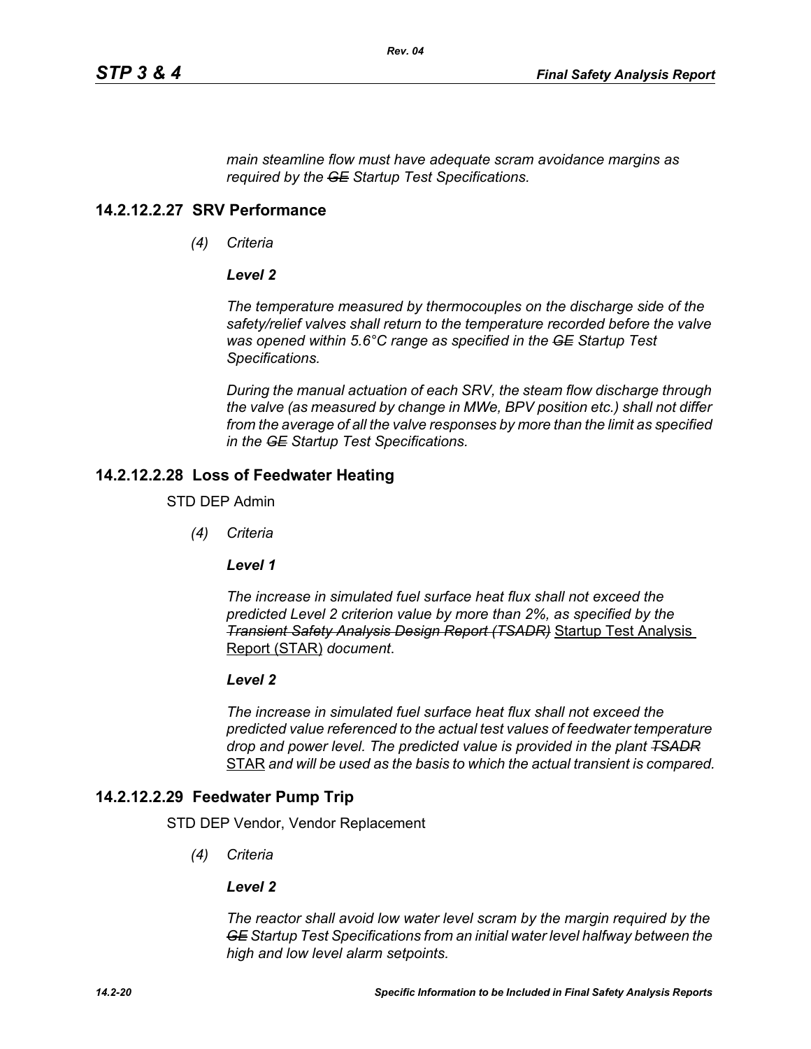*main steamline flow must have adequate scram avoidance margins as required by the ~~GE~~ Startup Test Specifications.*

## 14.2.12.2.27 SRV Performance

*(4) Criteria*

***Level 2***

*The temperature measured by thermocouples on the discharge side of the safety/relief valves shall return to the temperature recorded before the valve was opened within 5.6°C range as specified in the ~~GE~~ Startup Test Specifications.*

*During the manual actuation of each SRV, the steam flow discharge through the valve (as measured by change in MWe, BPV position etc.) shall not differ from the average of all the valve responses by more than the limit as specified in the ~~GE~~ Startup Test Specifications.*

## 14.2.12.2.28 Loss of Feedwater Heating

STD DEP Admin

*(4) Criteria*

***Level 1***

*The increase in simulated fuel surface heat flux shall not exceed the predicted Level 2 criterion value by more than 2%, as specified by the ~~Transient Safety Analysis Design Report (TSADR)~~* <u>Startup Test Analysis Report (STAR)</u> *document*.

***Level 2***

*The increase in simulated fuel surface heat flux shall not exceed the predicted value referenced to the actual test values of feedwater temperature drop and power level. The predicted value is provided in the plant ~~TSADR~~* <u>STAR</u> *and will be used as the basis to which the actual transient is compared.*

## 14.2.12.2.29 Feedwater Pump Trip

STD DEP Vendor, Vendor Replacement

*(4) Criteria*

***Level 2***

*The reactor shall avoid low water level scram by the margin required by the ~~GE~~ Startup Test Specifications from an initial water level halfway between the high and low level alarm setpoints.*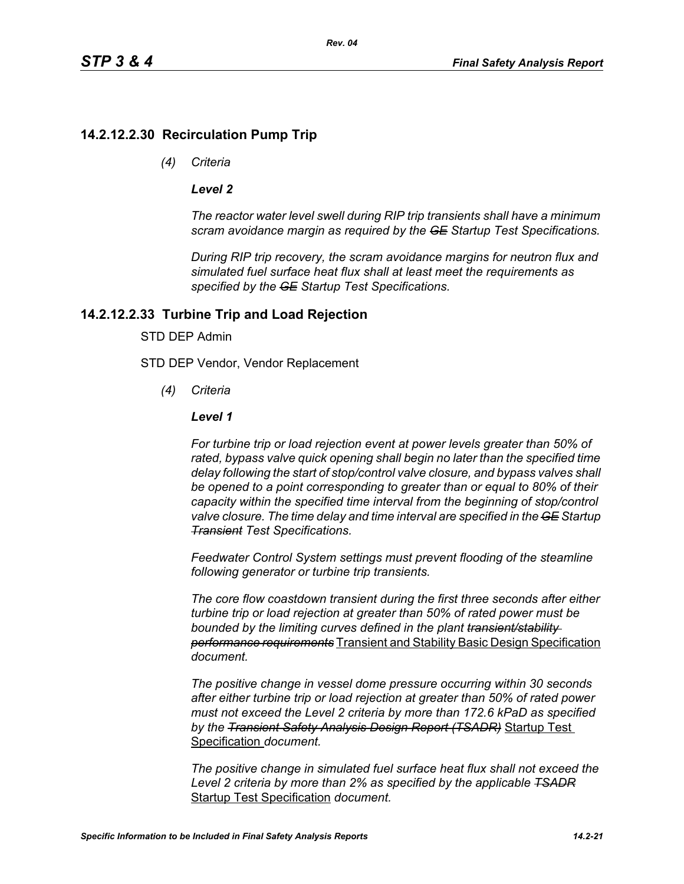## 14.2.12.2.30 Recirculation Pump Trip

*(4) Criteria*

***Level 2***

*The reactor water level swell during RIP trip transients shall have a minimum scram avoidance margin as required by the ~~GE~~ Startup Test Specifications.*

*During RIP trip recovery, the scram avoidance margins for neutron flux and simulated fuel surface heat flux shall at least meet the requirements as specified by the ~~GE~~ Startup Test Specifications.*

## 14.2.12.2.33 Turbine Trip and Load Rejection

STD DEP Admin

STD DEP Vendor, Vendor Replacement

*(4) Criteria*

***Level 1***

*For turbine trip or load rejection event at power levels greater than 50% of rated, bypass valve quick opening shall begin no later than the specified time delay following the start of stop/control valve closure, and bypass valves shall be opened to a point corresponding to greater than or equal to 80% of their capacity within the specified time interval from the beginning of stop/control valve closure. The time delay and time interval are specified in the ~~GE~~ Startup ~~Transient~~ Test Specifications.*

*Feedwater Control System settings must prevent flooding of the steamline following generator or turbine trip transients.*

*The core flow coastdown transient during the first three seconds after either turbine trip or load rejection at greater than 50% of rated power must be bounded by the limiting curves defined in the plant ~~transient/stability performance requirements~~* <u>Transient and Stability Basic Design Specification</u> *document.*

*The positive change in vessel dome pressure occurring within 30 seconds after either turbine trip or load rejection at greater than 50% of rated power must not exceed the Level 2 criteria by more than 172.6 kPaD as specified by the ~~Transient Safety Analysis Design Report (TSADR)~~* <u>Startup Test Specification</u> *document.*

*The positive change in simulated fuel surface heat flux shall not exceed the Level 2 criteria by more than 2% as specified by the applicable ~~TSADR~~* <u>Startup Test Specification</u> *document.*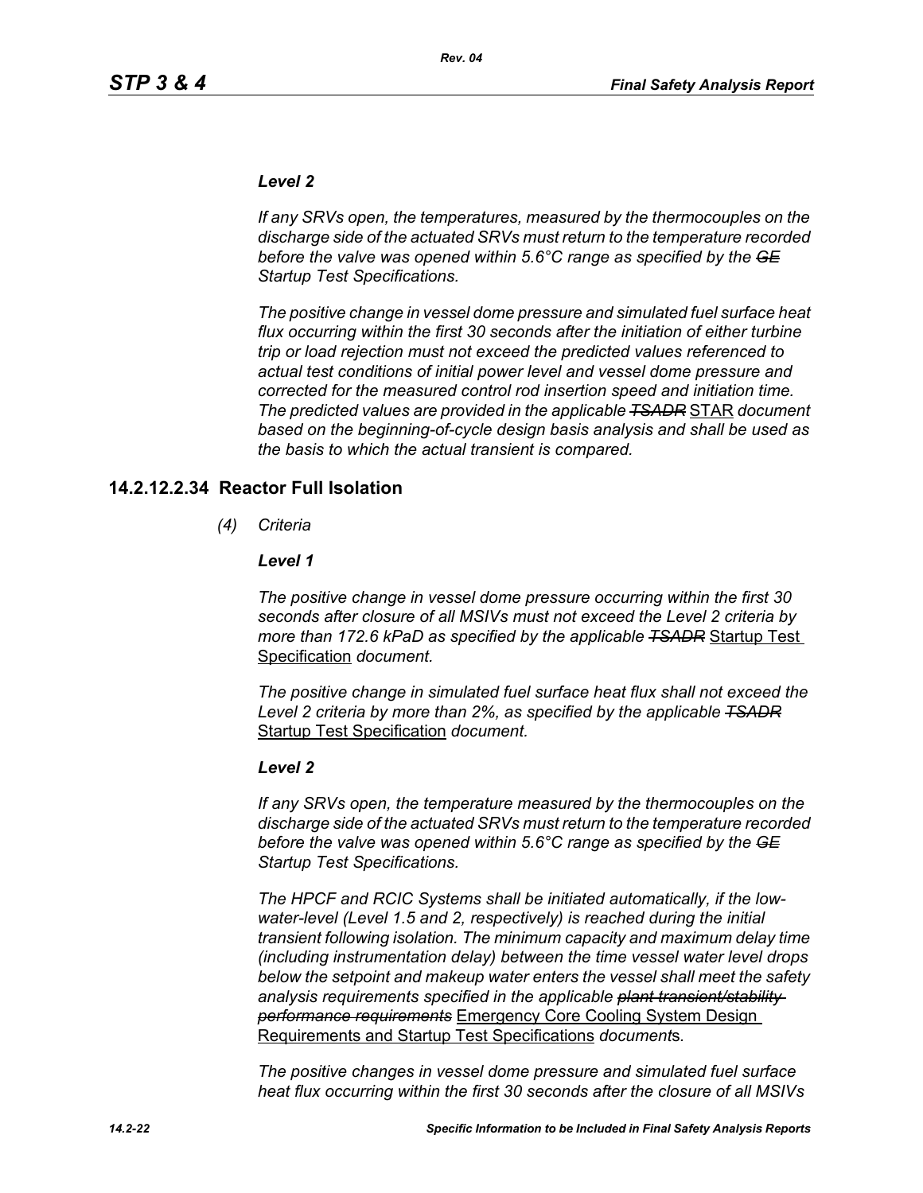***Level 2***

*If any SRVs open, the temperatures, measured by the thermocouples on the discharge side of the actuated SRVs must return to the temperature recorded before the valve was opened within 5.6°C range as specified by the ~~GE~~ Startup Test Specifications.*

*The positive change in vessel dome pressure and simulated fuel surface heat flux occurring within the first 30 seconds after the initiation of either turbine trip or load rejection must not exceed the predicted values referenced to actual test conditions of initial power level and vessel dome pressure and corrected for the measured control rod insertion speed and initiation time. The predicted values are provided in the applicable ~~TSADR~~* STAR *document based on the beginning-of-cycle design basis analysis and shall be used as the basis to which the actual transient is compared.*

## 14.2.12.2.34 Reactor Full Isolation

*(4) Criteria*

***Level 1***

*The positive change in vessel dome pressure occurring within the first 30 seconds after closure of all MSIVs must not exceed the Level 2 criteria by more than 172.6 kPaD as specified by the applicable ~~TSADR~~* Startup Test Specification *document.*

*The positive change in simulated fuel surface heat flux shall not exceed the Level 2 criteria by more than 2%, as specified by the applicable ~~TSADR~~* Startup Test Specification *document.*

***Level 2***

*If any SRVs open, the temperature measured by the thermocouples on the discharge side of the actuated SRVs must return to the temperature recorded before the valve was opened within 5.6°C range as specified by the ~~GE~~ Startup Test Specifications.*

*The HPCF and RCIC Systems shall be initiated automatically, if the low-water-level (Level 1.5 and 2, respectively) is reached during the initial transient following isolation. The minimum capacity and maximum delay time (including instrumentation delay) between the time vessel water level drops below the setpoint and makeup water enters the vessel shall meet the safety analysis requirements specified in the applicable ~~plant transient/stability performance requirements~~* Emergency Core Cooling System Design Requirements and Startup Test Specifications *document*s*.*

*The positive changes in vessel dome pressure and simulated fuel surface heat flux occurring within the first 30 seconds after the closure of all MSIVs*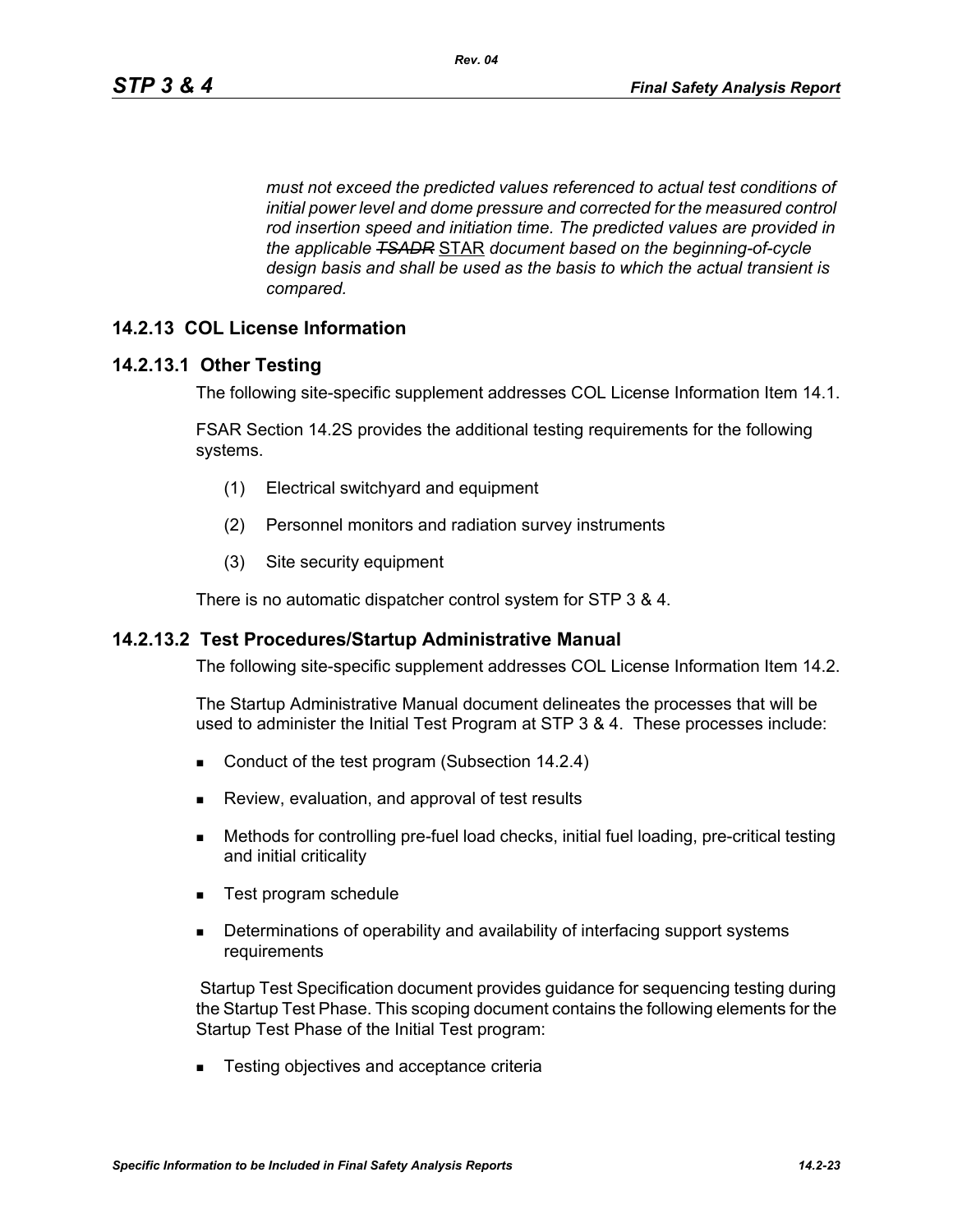*must not exceed the predicted values referenced to actual test conditions of initial power level and dome pressure and corrected for the measured control rod insertion speed and initiation time. The predicted values are provided in the applicable ~~TSADR~~* STAR *document based on the beginning-of-cycle design basis and shall be used as the basis to which the actual transient is compared.*

### 14.2.13 COL License Information

#### 14.2.13.1 Other Testing

The following site-specific supplement addresses COL License Information Item 14.1.

FSAR Section 14.2S provides the additional testing requirements for the following systems.

(1) Electrical switchyard and equipment

(2) Personnel monitors and radiation survey instruments

(3) Site security equipment

There is no automatic dispatcher control system for STP 3 & 4.

#### 14.2.13.2 Test Procedures/Startup Administrative Manual

The following site-specific supplement addresses COL License Information Item 14.2.

The Startup Administrative Manual document delineates the processes that will be used to administer the Initial Test Program at STP 3 & 4. These processes include:

- Conduct of the test program (Subsection 14.2.4)
- Review, evaluation, and approval of test results
- Methods for controlling pre-fuel load checks, initial fuel loading, pre-critical testing and initial criticality
- Test program schedule
- Determinations of operability and availability of interfacing support systems requirements

Startup Test Specification document provides guidance for sequencing testing during the Startup Test Phase. This scoping document contains the following elements for the Startup Test Phase of the Initial Test program:

- Testing objectives and acceptance criteria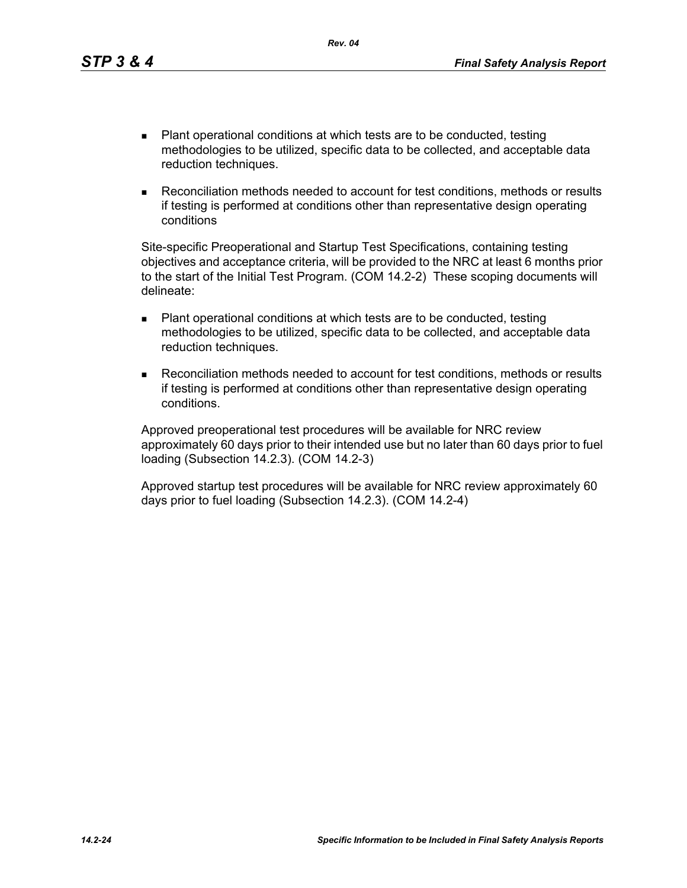- Plant operational conditions at which tests are to be conducted, testing methodologies to be utilized, specific data to be collected, and acceptable data reduction techniques.
- Reconciliation methods needed to account for test conditions, methods or results if testing is performed at conditions other than representative design operating conditions

Site-specific Preoperational and Startup Test Specifications, containing testing objectives and acceptance criteria, will be provided to the NRC at least 6 months prior to the start of the Initial Test Program. (COM 14.2-2) These scoping documents will delineate:

- Plant operational conditions at which tests are to be conducted, testing methodologies to be utilized, specific data to be collected, and acceptable data reduction techniques.
- Reconciliation methods needed to account for test conditions, methods or results if testing is performed at conditions other than representative design operating conditions.

Approved preoperational test procedures will be available for NRC review approximately 60 days prior to their intended use but no later than 60 days prior to fuel loading (Subsection 14.2.3). (COM 14.2-3)

Approved startup test procedures will be available for NRC review approximately 60 days prior to fuel loading (Subsection 14.2.3). (COM 14.2-4)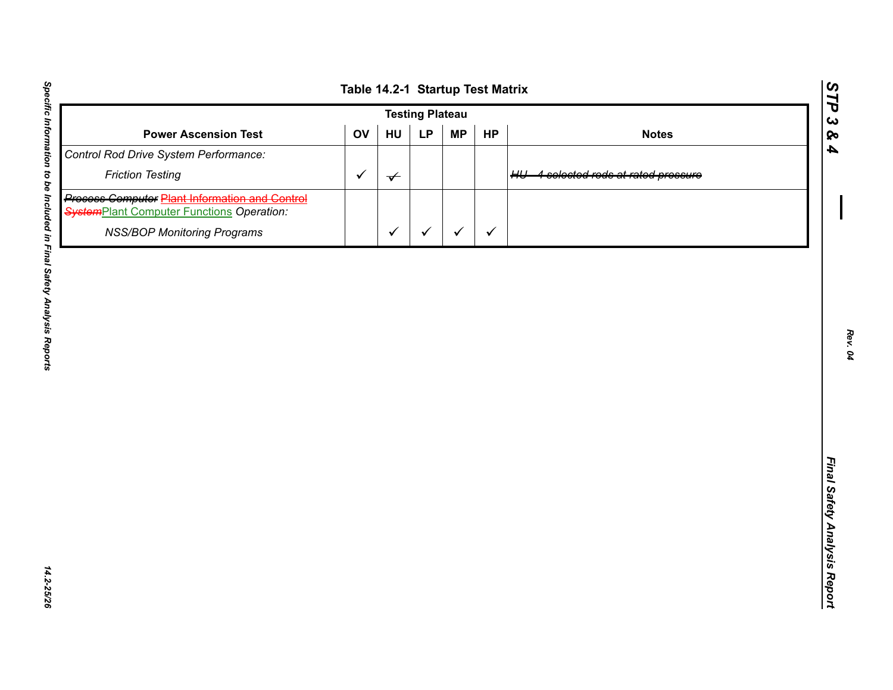## Table 14.2-1 Startup Test Matrix

| Power Ascension Test | Testing Plateau | | | | | Notes |
|---|---|---|---|---|---|---|
| | OV | HU | LP | MP | HP | |
| *Control Rod Drive System Performance:* | | | | | | |
| *Friction Testing* | ✓ | ~~✓~~ | | | | ~~*HU - 4 selected rods at rated pressure*~~ |
| ~~*Process Computer*~~ ~~Plant Information and Control System~~ Plant Computer Functions *Operation:* | | | | | | |
| *NSS/BOP Monitoring Programs* | | ✓ | ✓ | ✓ | ✓ | |